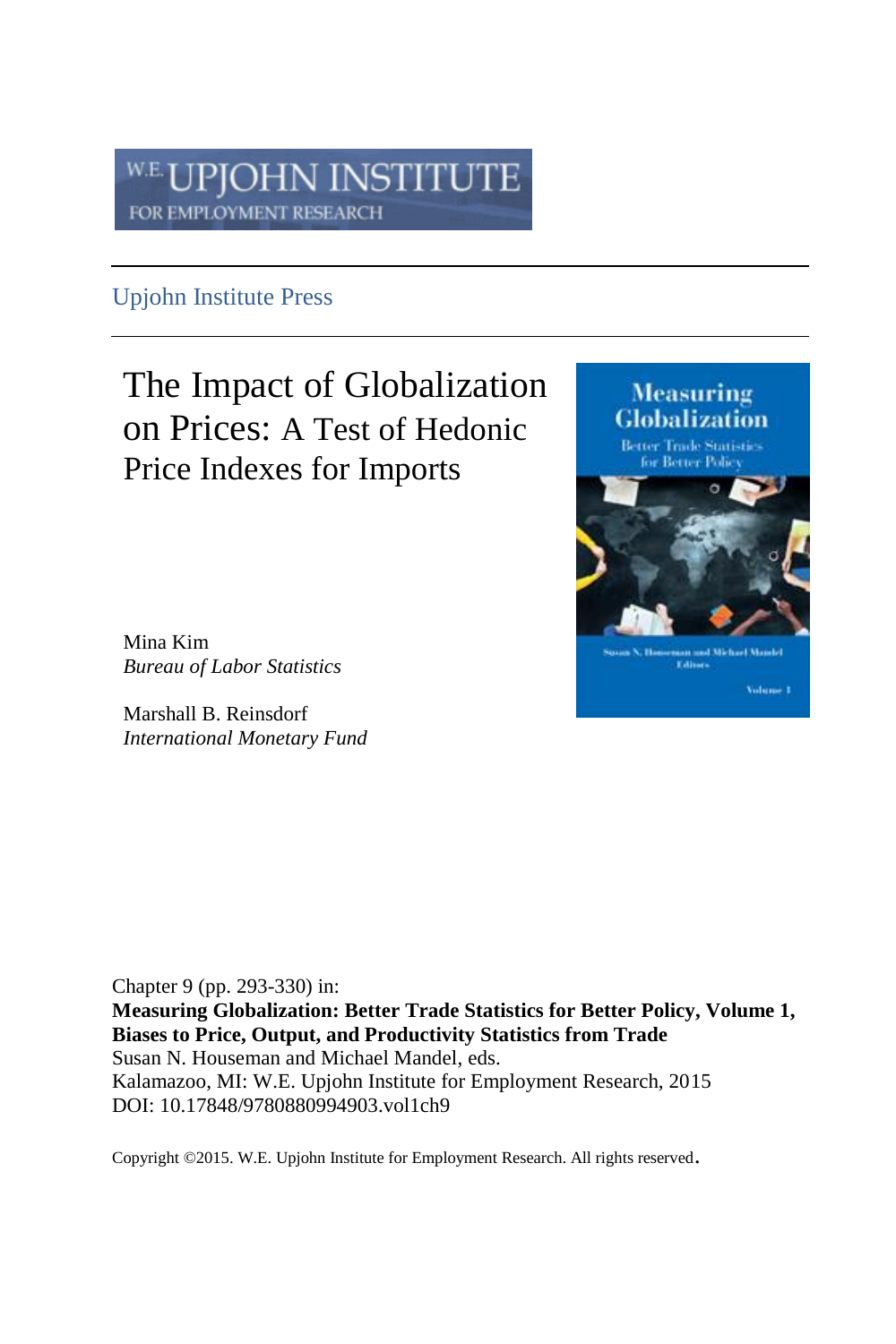W.E. UPJOHN INSTITUTE FOR EMPLOYMENT RESEARCH

Upjohn Institute Press

# The Impact of Globalization on Prices: A Test of Hedonic Price Indexes for Imports

Mina Kim
*Bureau of Labor Statistics*

Marshall B. Reinsdorf
*International Monetary Fund*

Chapter 9 (pp. 293-330) in:
**Measuring Globalization: Better Trade Statistics for Better Policy, Volume 1, Biases to Price, Output, and Productivity Statistics from Trade**
Susan N. Houseman and Michael Mandel, eds.
Kalamazoo, MI: W.E. Upjohn Institute for Employment Research, 2015
DOI: 10.17848/9780880994903.vol1ch9

Copyright ©2015. W.E. Upjohn Institute for Employment Research. All rights reserved.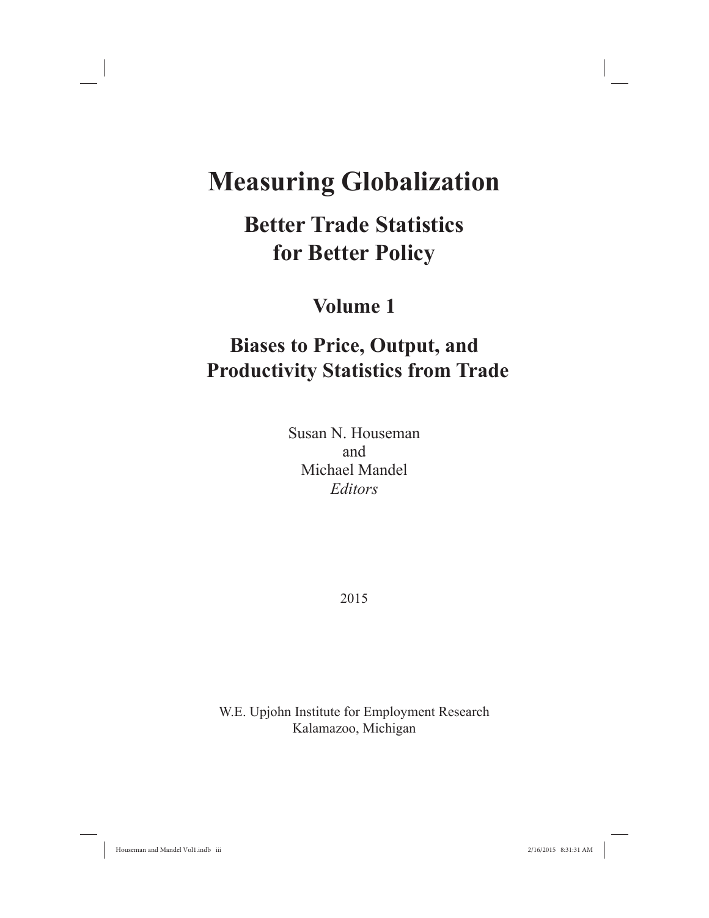# Measuring Globalization

## Better Trade Statistics for Better Policy

## Volume 1

## Biases to Price, Output, and Productivity Statistics from Trade

Susan N. Houseman
and
Michael Mandel
*Editors*

2015

W.E. Upjohn Institute for Employment Research
Kalamazoo, Michigan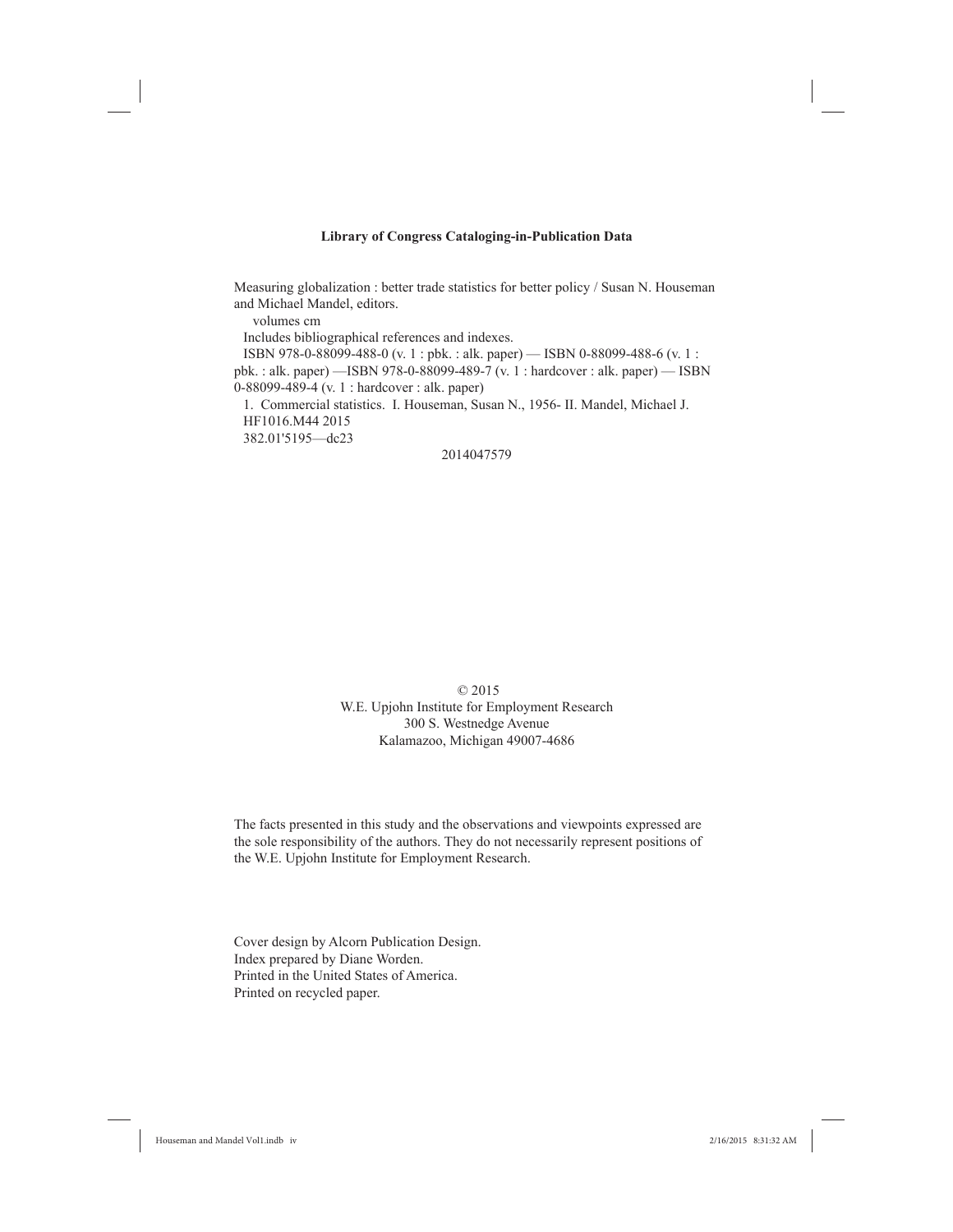**Library of Congress Cataloging-in-Publication Data**

Measuring globalization : better trade statistics for better policy / Susan N. Houseman and Michael Mandel, editors.

volumes cm

Includes bibliographical references and indexes.

ISBN 978-0-88099-488-0 (v. 1 : pbk. : alk. paper) — ISBN 0-88099-488-6 (v. 1 : pbk. : alk. paper) —ISBN 978-0-88099-489-7 (v. 1 : hardcover : alk. paper) — ISBN 0-88099-489-4 (v. 1 : hardcover : alk. paper)

1. Commercial statistics. I. Houseman, Susan N., 1956- II. Mandel, Michael J.

HF1016.M44 2015

382.01'5195—dc23

2014047579

© 2015
W.E. Upjohn Institute for Employment Research
300 S. Westnedge Avenue
Kalamazoo, Michigan 49007-4686

The facts presented in this study and the observations and viewpoints expressed are the sole responsibility of the authors. They do not necessarily represent positions of the W.E. Upjohn Institute for Employment Research.

Cover design by Alcorn Publication Design.
Index prepared by Diane Worden.
Printed in the United States of America.
Printed on recycled paper.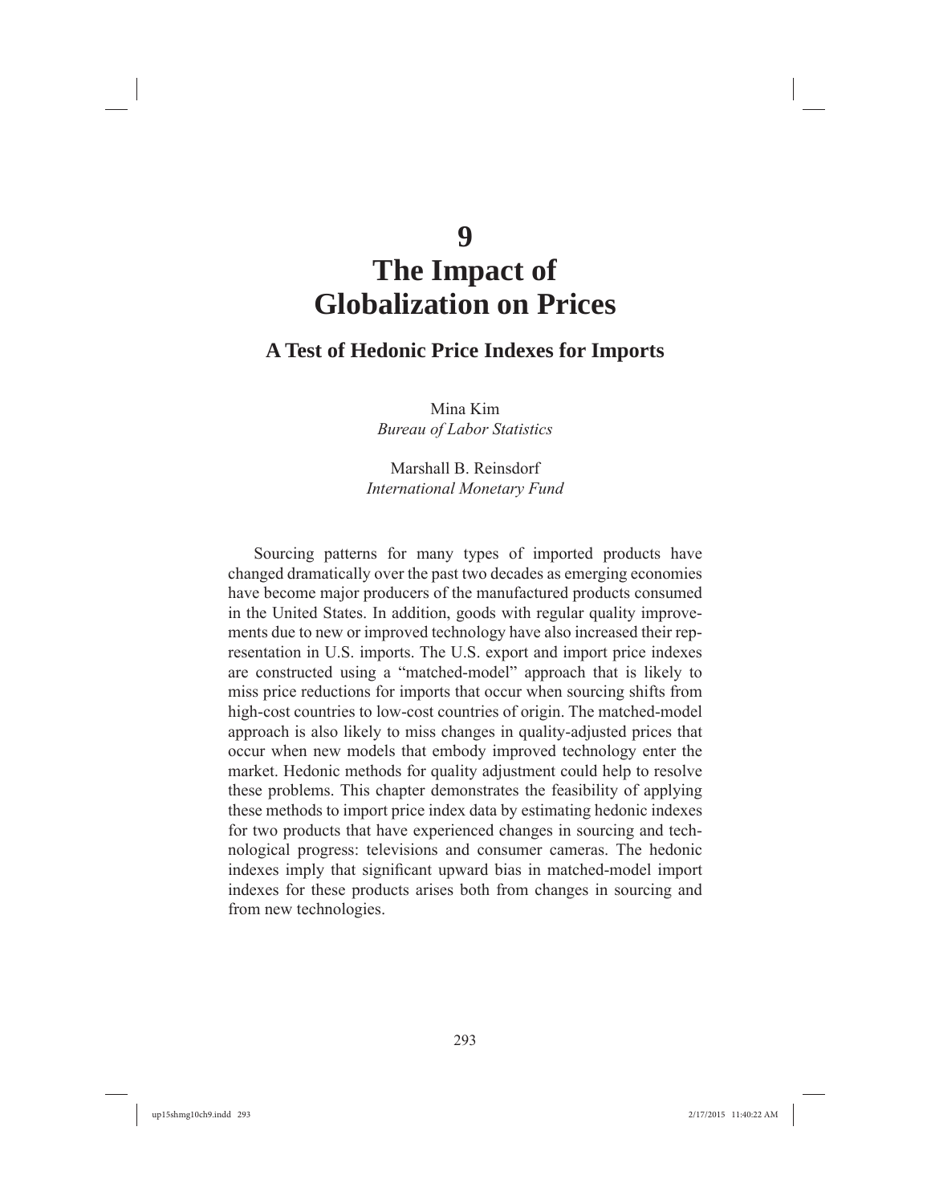# 9
# The Impact of Globalization on Prices

## A Test of Hedonic Price Indexes for Imports

Mina Kim
*Bureau of Labor Statistics*

Marshall B. Reinsdorf
*International Monetary Fund*

Sourcing patterns for many types of imported products have changed dramatically over the past two decades as emerging economies have become major producers of the manufactured products consumed in the United States. In addition, goods with regular quality improvements due to new or improved technology have also increased their representation in U.S. imports. The U.S. export and import price indexes are constructed using a "matched-model" approach that is likely to miss price reductions for imports that occur when sourcing shifts from high-cost countries to low-cost countries of origin. The matched-model approach is also likely to miss changes in quality-adjusted prices that occur when new models that embody improved technology enter the market. Hedonic methods for quality adjustment could help to resolve these problems. This chapter demonstrates the feasibility of applying these methods to import price index data by estimating hedonic indexes for two products that have experienced changes in sourcing and technological progress: televisions and consumer cameras. The hedonic indexes imply that significant upward bias in matched-model import indexes for these products arises both from changes in sourcing and from new technologies.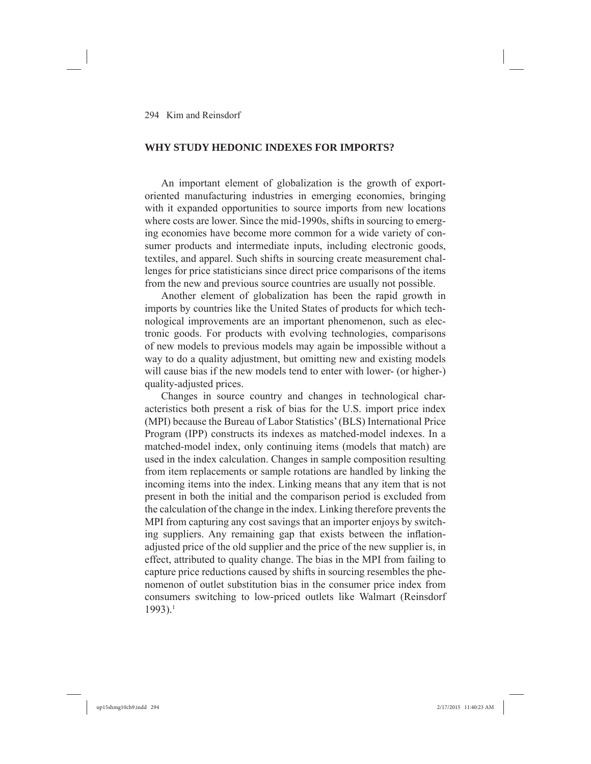## WHY STUDY HEDONIC INDEXES FOR IMPORTS?

An important element of globalization is the growth of export-oriented manufacturing industries in emerging economies, bringing with it expanded opportunities to source imports from new locations where costs are lower. Since the mid-1990s, shifts in sourcing to emerging economies have become more common for a wide variety of consumer products and intermediate inputs, including electronic goods, textiles, and apparel. Such shifts in sourcing create measurement challenges for price statisticians since direct price comparisons of the items from the new and previous source countries are usually not possible.

Another element of globalization has been the rapid growth in imports by countries like the United States of products for which technological improvements are an important phenomenon, such as electronic goods. For products with evolving technologies, comparisons of new models to previous models may again be impossible without a way to do a quality adjustment, but omitting new and existing models will cause bias if the new models tend to enter with lower- (or higher-) quality-adjusted prices.

Changes in source country and changes in technological characteristics both present a risk of bias for the U.S. import price index (MPI) because the Bureau of Labor Statistics' (BLS) International Price Program (IPP) constructs its indexes as matched-model indexes. In a matched-model index, only continuing items (models that match) are used in the index calculation. Changes in sample composition resulting from item replacements or sample rotations are handled by linking the incoming items into the index. Linking means that any item that is not present in both the initial and the comparison period is excluded from the calculation of the change in the index. Linking therefore prevents the MPI from capturing any cost savings that an importer enjoys by switching suppliers. Any remaining gap that exists between the inflation-adjusted price of the old supplier and the price of the new supplier is, in effect, attributed to quality change. The bias in the MPI from failing to capture price reductions caused by shifts in sourcing resembles the phenomenon of outlet substitution bias in the consumer price index from consumers switching to low-priced outlets like Walmart (Reinsdorf 1993).[1]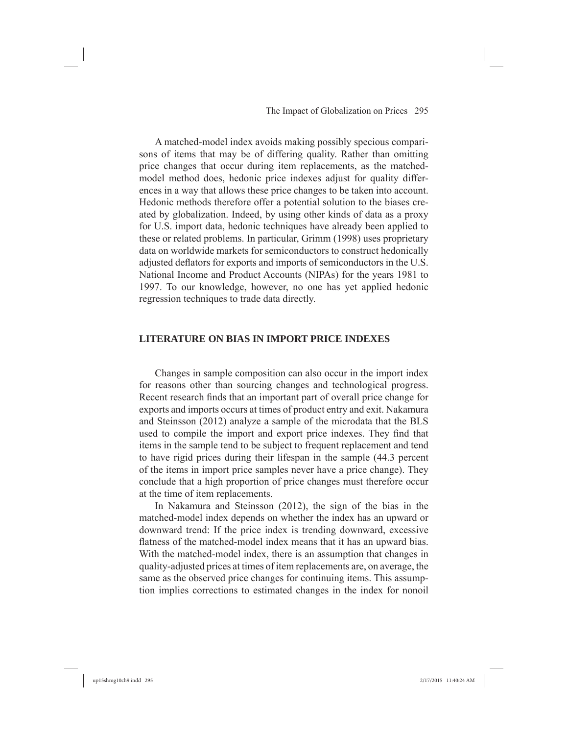A matched-model index avoids making possibly specious comparisons of items that may be of differing quality. Rather than omitting price changes that occur during item replacements, as the matched-model method does, hedonic price indexes adjust for quality differences in a way that allows these price changes to be taken into account. Hedonic methods therefore offer a potential solution to the biases created by globalization. Indeed, by using other kinds of data as a proxy for U.S. import data, hedonic techniques have already been applied to these or related problems. In particular, Grimm (1998) uses proprietary data on worldwide markets for semiconductors to construct hedonically adjusted deflators for exports and imports of semiconductors in the U.S. National Income and Product Accounts (NIPAs) for the years 1981 to 1997. To our knowledge, however, no one has yet applied hedonic regression techniques to trade data directly.

## LITERATURE ON BIAS IN IMPORT PRICE INDEXES

Changes in sample composition can also occur in the import index for reasons other than sourcing changes and technological progress. Recent research finds that an important part of overall price change for exports and imports occurs at times of product entry and exit. Nakamura and Steinsson (2012) analyze a sample of the microdata that the BLS used to compile the import and export price indexes. They find that items in the sample tend to be subject to frequent replacement and tend to have rigid prices during their lifespan in the sample (44.3 percent of the items in import price samples never have a price change). They conclude that a high proportion of price changes must therefore occur at the time of item replacements.

In Nakamura and Steinsson (2012), the sign of the bias in the matched-model index depends on whether the index has an upward or downward trend: If the price index is trending downward, excessive flatness of the matched-model index means that it has an upward bias. With the matched-model index, there is an assumption that changes in quality-adjusted prices at times of item replacements are, on average, the same as the observed price changes for continuing items. This assumption implies corrections to estimated changes in the index for nonoil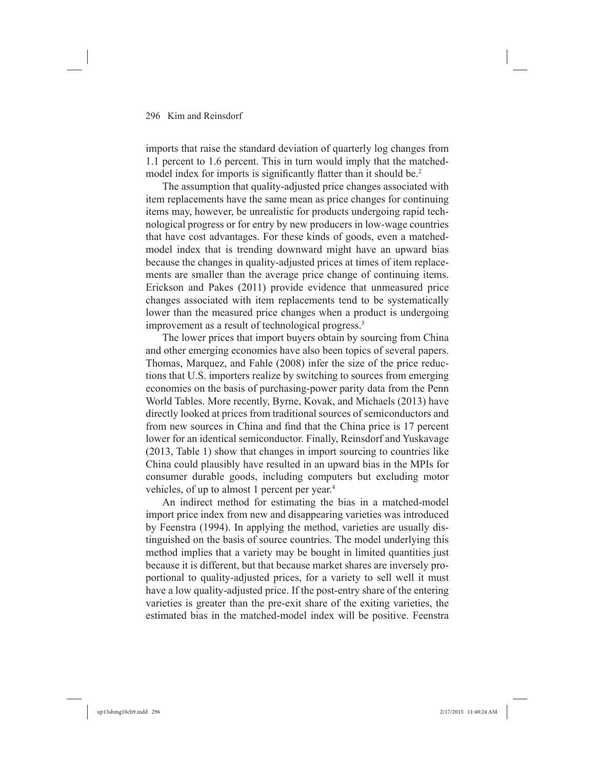imports that raise the standard deviation of quarterly log changes from 1.1 percent to 1.6 percent. This in turn would imply that the matched-model index for imports is significantly flatter than it should be.[2]

The assumption that quality-adjusted price changes associated with item replacements have the same mean as price changes for continuing items may, however, be unrealistic for products undergoing rapid technological progress or for entry by new producers in low-wage countries that have cost advantages. For these kinds of goods, even a matched-model index that is trending downward might have an upward bias because the changes in quality-adjusted prices at times of item replacements are smaller than the average price change of continuing items. Erickson and Pakes (2011) provide evidence that unmeasured price changes associated with item replacements tend to be systematically lower than the measured price changes when a product is undergoing improvement as a result of technological progress.[3]

The lower prices that import buyers obtain by sourcing from China and other emerging economies have also been topics of several papers. Thomas, Marquez, and Fahle (2008) infer the size of the price reductions that U.S. importers realize by switching to sources from emerging economies on the basis of purchasing-power parity data from the Penn World Tables. More recently, Byrne, Kovak, and Michaels (2013) have directly looked at prices from traditional sources of semiconductors and from new sources in China and find that the China price is 17 percent lower for an identical semiconductor. Finally, Reinsdorf and Yuskavage (2013, Table 1) show that changes in import sourcing to countries like China could plausibly have resulted in an upward bias in the MPIs for consumer durable goods, including computers but excluding motor vehicles, of up to almost 1 percent per year.[4]

An indirect method for estimating the bias in a matched-model import price index from new and disappearing varieties was introduced by Feenstra (1994). In applying the method, varieties are usually distinguished on the basis of source countries. The model underlying this method implies that a variety may be bought in limited quantities just because it is different, but that because market shares are inversely proportional to quality-adjusted prices, for a variety to sell well it must have a low quality-adjusted price. If the post-entry share of the entering varieties is greater than the pre-exit share of the exiting varieties, the estimated bias in the matched-model index will be positive. Feenstra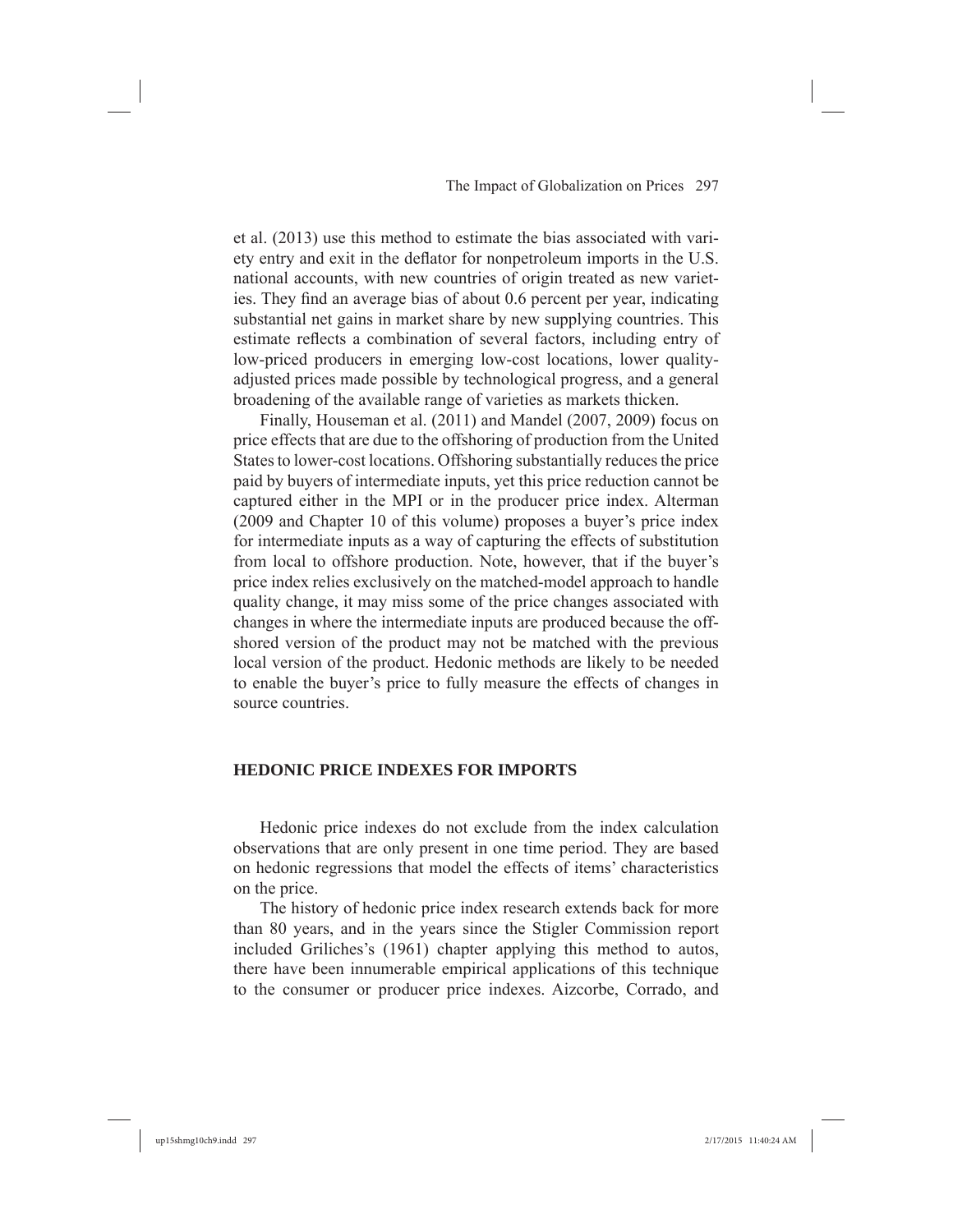et al. (2013) use this method to estimate the bias associated with variety entry and exit in the deflator for nonpetroleum imports in the U.S. national accounts, with new countries of origin treated as new varieties. They find an average bias of about 0.6 percent per year, indicating substantial net gains in market share by new supplying countries. This estimate reflects a combination of several factors, including entry of low-priced producers in emerging low-cost locations, lower quality-adjusted prices made possible by technological progress, and a general broadening of the available range of varieties as markets thicken.

Finally, Houseman et al. (2011) and Mandel (2007, 2009) focus on price effects that are due to the offshoring of production from the United States to lower-cost locations. Offshoring substantially reduces the price paid by buyers of intermediate inputs, yet this price reduction cannot be captured either in the MPI or in the producer price index. Alterman (2009 and Chapter 10 of this volume) proposes a buyer's price index for intermediate inputs as a way of capturing the effects of substitution from local to offshore production. Note, however, that if the buyer's price index relies exclusively on the matched-model approach to handle quality change, it may miss some of the price changes associated with changes in where the intermediate inputs are produced because the offshored version of the product may not be matched with the previous local version of the product. Hedonic methods are likely to be needed to enable the buyer's price to fully measure the effects of changes in source countries.

## HEDONIC PRICE INDEXES FOR IMPORTS

Hedonic price indexes do not exclude from the index calculation observations that are only present in one time period. They are based on hedonic regressions that model the effects of items' characteristics on the price.

The history of hedonic price index research extends back for more than 80 years, and in the years since the Stigler Commission report included Griliches's (1961) chapter applying this method to autos, there have been innumerable empirical applications of this technique to the consumer or producer price indexes. Aizcorbe, Corrado, and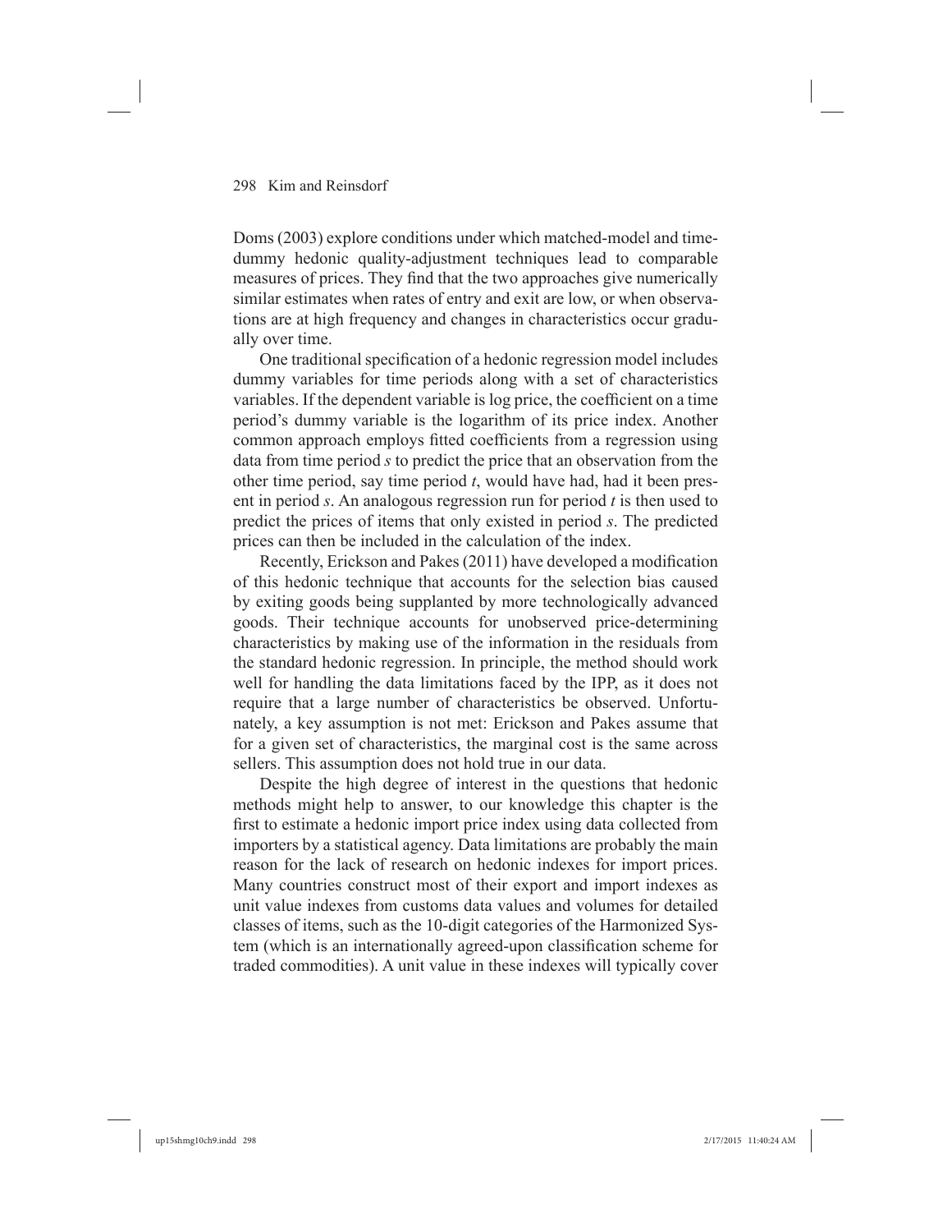Doms (2003) explore conditions under which matched-model and time-dummy hedonic quality-adjustment techniques lead to comparable measures of prices. They find that the two approaches give numerically similar estimates when rates of entry and exit are low, or when observations are at high frequency and changes in characteristics occur gradually over time.

One traditional specification of a hedonic regression model includes dummy variables for time periods along with a set of characteristics variables. If the dependent variable is log price, the coefficient on a time period's dummy variable is the logarithm of its price index. Another common approach employs fitted coefficients from a regression using data from time period $s$ to predict the price that an observation from the other time period, say time period $t$, would have had, had it been present in period $s$. An analogous regression run for period $t$ is then used to predict the prices of items that only existed in period $s$. The predicted prices can then be included in the calculation of the index.

Recently, Erickson and Pakes (2011) have developed a modification of this hedonic technique that accounts for the selection bias caused by exiting goods being supplanted by more technologically advanced goods. Their technique accounts for unobserved price-determining characteristics by making use of the information in the residuals from the standard hedonic regression. In principle, the method should work well for handling the data limitations faced by the IPP, as it does not require that a large number of characteristics be observed. Unfortunately, a key assumption is not met: Erickson and Pakes assume that for a given set of characteristics, the marginal cost is the same across sellers. This assumption does not hold true in our data.

Despite the high degree of interest in the questions that hedonic methods might help to answer, to our knowledge this chapter is the first to estimate a hedonic import price index using data collected from importers by a statistical agency. Data limitations are probably the main reason for the lack of research on hedonic indexes for import prices. Many countries construct most of their export and import indexes as unit value indexes from customs data values and volumes for detailed classes of items, such as the 10-digit categories of the Harmonized System (which is an internationally agreed-upon classification scheme for traded commodities). A unit value in these indexes will typically cover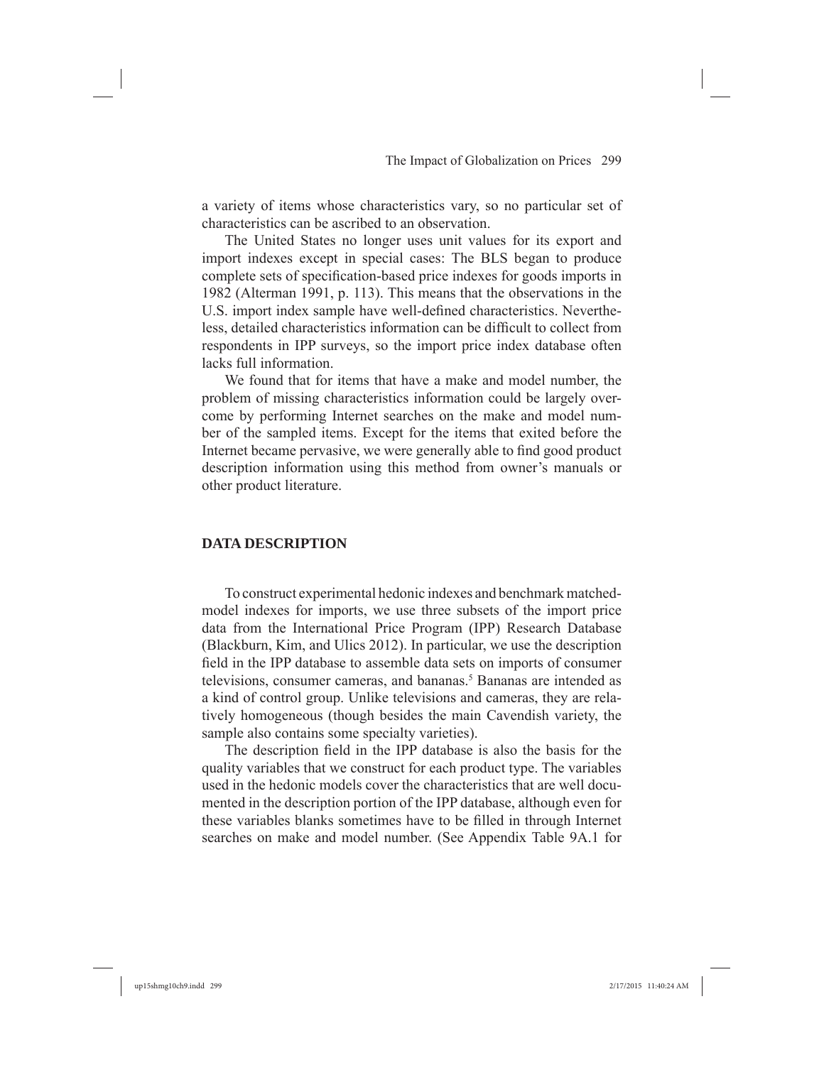a variety of items whose characteristics vary, so no particular set of characteristics can be ascribed to an observation.

The United States no longer uses unit values for its export and import indexes except in special cases: The BLS began to produce complete sets of specification-based price indexes for goods imports in 1982 (Alterman 1991, p. 113). This means that the observations in the U.S. import index sample have well-defined characteristics. Nevertheless, detailed characteristics information can be difficult to collect from respondents in IPP surveys, so the import price index database often lacks full information.

We found that for items that have a make and model number, the problem of missing characteristics information could be largely overcome by performing Internet searches on the make and model number of the sampled items. Except for the items that exited before the Internet became pervasive, we were generally able to find good product description information using this method from owner's manuals or other product literature.

## DATA DESCRIPTION

To construct experimental hedonic indexes and benchmark matched-model indexes for imports, we use three subsets of the import price data from the International Price Program (IPP) Research Database (Blackburn, Kim, and Ulics 2012). In particular, we use the description field in the IPP database to assemble data sets on imports of consumer televisions, consumer cameras, and bananas.[5] Bananas are intended as a kind of control group. Unlike televisions and cameras, they are relatively homogeneous (though besides the main Cavendish variety, the sample also contains some specialty varieties).

The description field in the IPP database is also the basis for the quality variables that we construct for each product type. The variables used in the hedonic models cover the characteristics that are well documented in the description portion of the IPP database, although even for these variables blanks sometimes have to be filled in through Internet searches on make and model number. (See Appendix Table 9A.1 for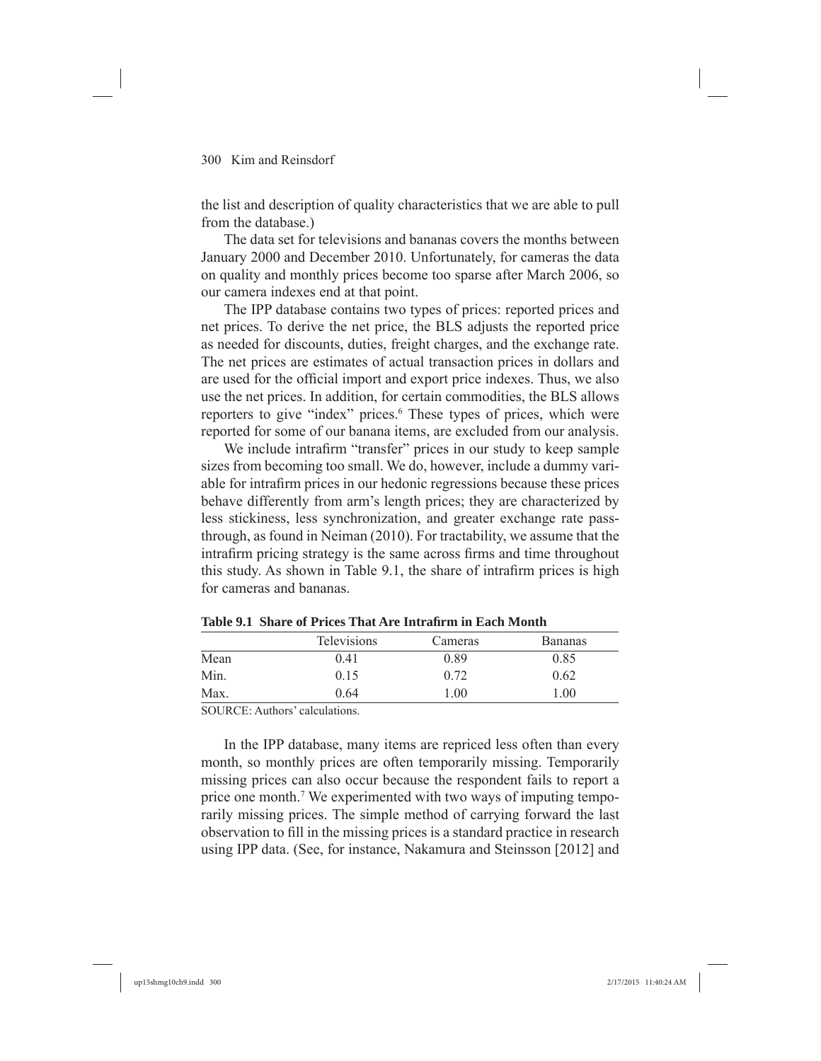the list and description of quality characteristics that we are able to pull from the database.)

The data set for televisions and bananas covers the months between January 2000 and December 2010. Unfortunately, for cameras the data on quality and monthly prices become too sparse after March 2006, so our camera indexes end at that point.

The IPP database contains two types of prices: reported prices and net prices. To derive the net price, the BLS adjusts the reported price as needed for discounts, duties, freight charges, and the exchange rate. The net prices are estimates of actual transaction prices in dollars and are used for the official import and export price indexes. Thus, we also use the net prices. In addition, for certain commodities, the BLS allows reporters to give "index" prices.[6] These types of prices, which were reported for some of our banana items, are excluded from our analysis.

We include intrafirm "transfer" prices in our study to keep sample sizes from becoming too small. We do, however, include a dummy variable for intrafirm prices in our hedonic regressions because these prices behave differently from arm's length prices; they are characterized by less stickiness, less synchronization, and greater exchange rate pass-through, as found in Neiman (2010). For tractability, we assume that the intrafirm pricing strategy is the same across firms and time throughout this study. As shown in Table 9.1, the share of intrafirm prices is high for cameras and bananas.

**Table 9.1 Share of Prices That Are Intrafirm in Each Month**

| | Televisions | Cameras | Bananas |
|---|---|---|---|
| Mean | 0.41 | 0.89 | 0.85 |
| Min. | 0.15 | 0.72 | 0.62 |
| Max. | 0.64 | 1.00 | 1.00 |

SOURCE: Authors' calculations.

In the IPP database, many items are repriced less often than every month, so monthly prices are often temporarily missing. Temporarily missing prices can also occur because the respondent fails to report a price one month.[7] We experimented with two ways of imputing temporarily missing prices. The simple method of carrying forward the last observation to fill in the missing prices is a standard practice in research using IPP data. (See, for instance, Nakamura and Steinsson [2012] and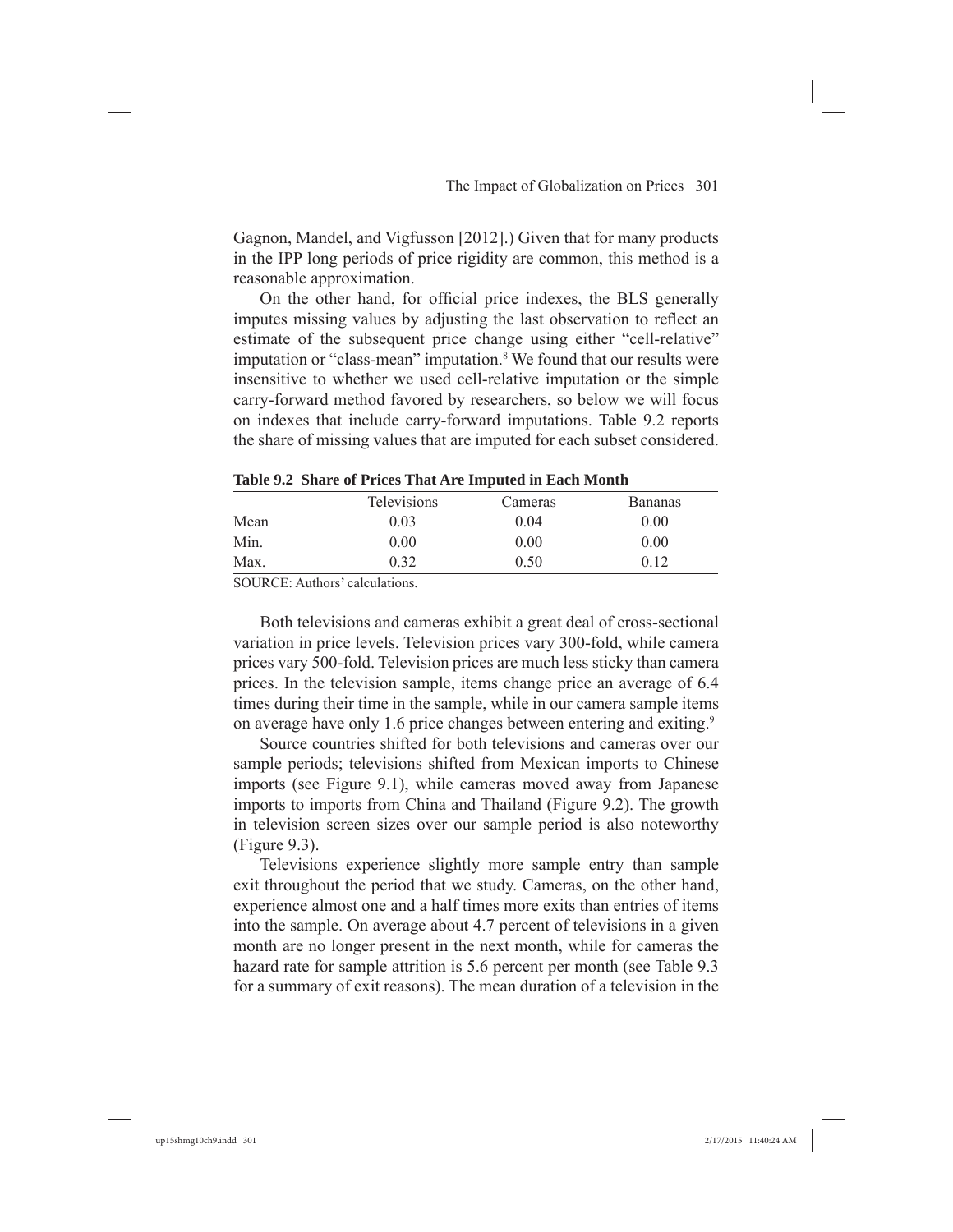Gagnon, Mandel, and Vigfusson [2012].) Given that for many products in the IPP long periods of price rigidity are common, this method is a reasonable approximation.

On the other hand, for official price indexes, the BLS generally imputes missing values by adjusting the last observation to reflect an estimate of the subsequent price change using either "cell-relative" imputation or "class-mean" imputation.[8] We found that our results were insensitive to whether we used cell-relative imputation or the simple carry-forward method favored by researchers, so below we will focus on indexes that include carry-forward imputations. Table 9.2 reports the share of missing values that are imputed for each subset considered.

**Table 9.2 Share of Prices That Are Imputed in Each Month**

| | Televisions | Cameras | Bananas |
|---|---|---|---|
| Mean | 0.03 | 0.04 | 0.00 |
| Min. | 0.00 | 0.00 | 0.00 |
| Max. | 0.32 | 0.50 | 0.12 |

SOURCE: Authors' calculations.

Both televisions and cameras exhibit a great deal of cross-sectional variation in price levels. Television prices vary 300-fold, while camera prices vary 500-fold. Television prices are much less sticky than camera prices. In the television sample, items change price an average of 6.4 times during their time in the sample, while in our camera sample items on average have only 1.6 price changes between entering and exiting.[9]

Source countries shifted for both televisions and cameras over our sample periods; televisions shifted from Mexican imports to Chinese imports (see Figure 9.1), while cameras moved away from Japanese imports to imports from China and Thailand (Figure 9.2). The growth in television screen sizes over our sample period is also noteworthy (Figure 9.3).

Televisions experience slightly more sample entry than sample exit throughout the period that we study. Cameras, on the other hand, experience almost one and a half times more exits than entries of items into the sample. On average about 4.7 percent of televisions in a given month are no longer present in the next month, while for cameras the hazard rate for sample attrition is 5.6 percent per month (see Table 9.3 for a summary of exit reasons). The mean duration of a television in the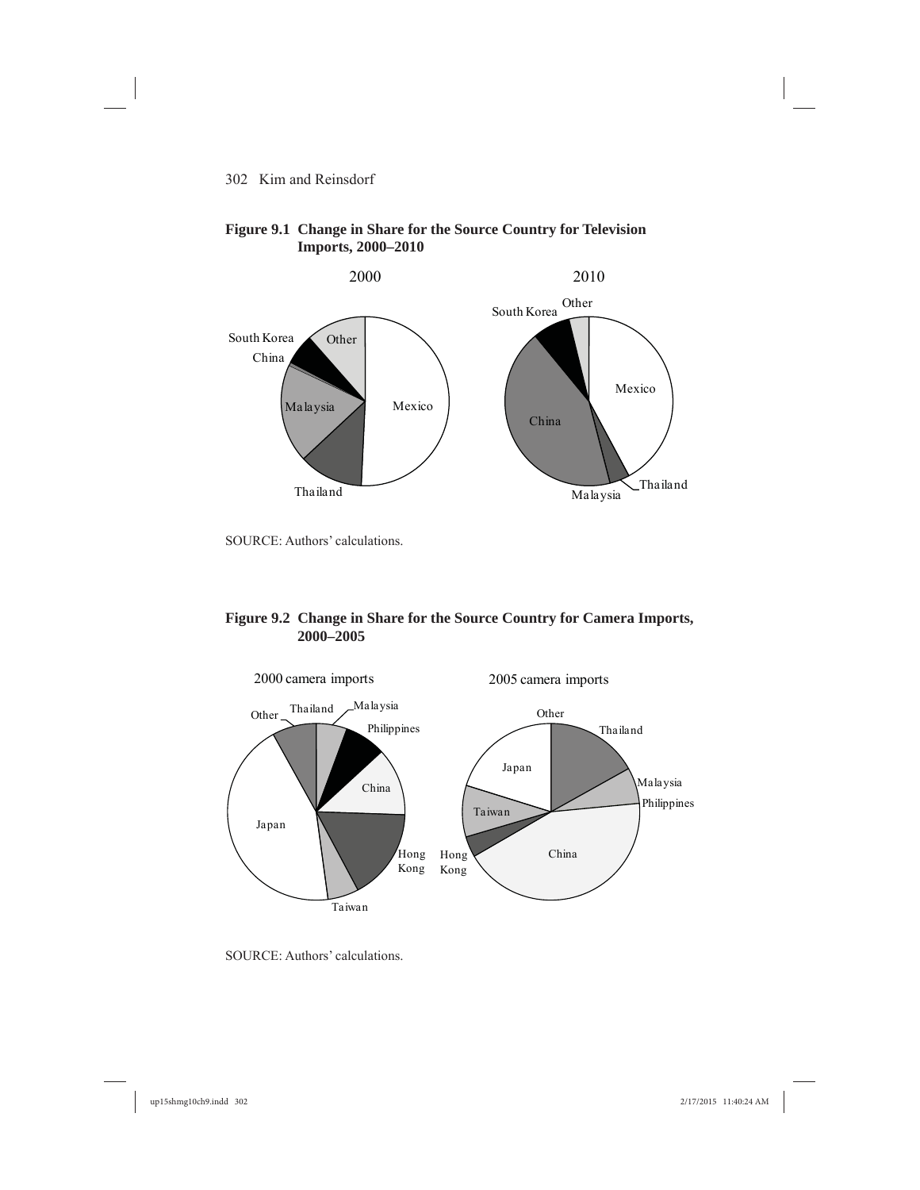**Figure 9.1 Change in Share for the Source Country for Television Imports, 2000–2010**

SOURCE: Authors' calculations.

**Figure 9.2 Change in Share for the Source Country for Camera Imports, 2000–2005**

SOURCE: Authors' calculations.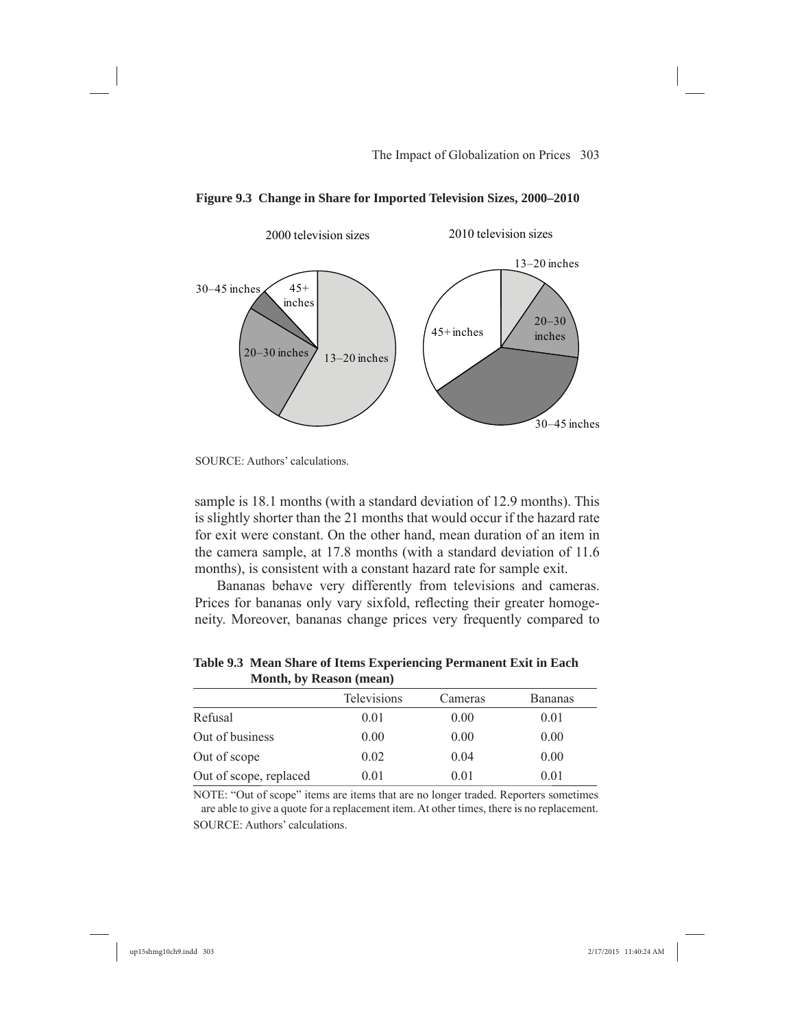**Figure 9.3 Change in Share for Imported Television Sizes, 2000–2010**

2000 television sizes: 13–20 inches; 20–30 inches; 30–45 inches; 45+ inches

2010 television sizes: 13–20 inches; 20–30 inches; 30–45 inches; 45+ inches

SOURCE: Authors' calculations.

sample is 18.1 months (with a standard deviation of 12.9 months). This is slightly shorter than the 21 months that would occur if the hazard rate for exit were constant. On the other hand, mean duration of an item in the camera sample, at 17.8 months (with a standard deviation of 11.6 months), is consistent with a constant hazard rate for sample exit.

Bananas behave very differently from televisions and cameras. Prices for bananas only vary sixfold, reflecting their greater homogeneity. Moreover, bananas change prices very frequently compared to

**Table 9.3 Mean Share of Items Experiencing Permanent Exit in Each Month, by Reason (mean)**

| | Televisions | Cameras | Bananas |
|---|---|---|---|
| Refusal | 0.01 | 0.00 | 0.01 |
| Out of business | 0.00 | 0.00 | 0.00 |
| Out of scope | 0.02 | 0.04 | 0.00 |
| Out of scope, replaced | 0.01 | 0.01 | 0.01 |

NOTE: "Out of scope" items are items that are no longer traded. Reporters sometimes are able to give a quote for a replacement item. At other times, there is no replacement.

SOURCE: Authors' calculations.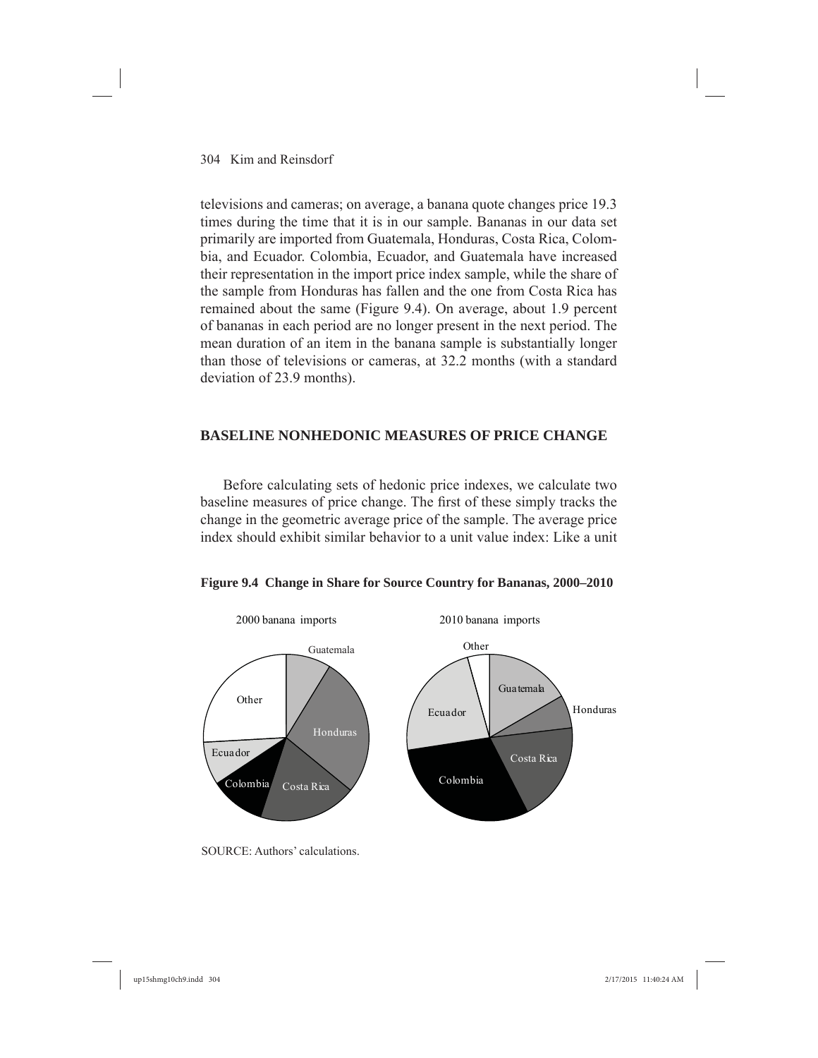televisions and cameras; on average, a banana quote changes price 19.3 times during the time that it is in our sample. Bananas in our data set primarily are imported from Guatemala, Honduras, Costa Rica, Colombia, and Ecuador. Colombia, Ecuador, and Guatemala have increased their representation in the import price index sample, while the share of the sample from Honduras has fallen and the one from Costa Rica has remained about the same (Figure 9.4). On average, about 1.9 percent of bananas in each period are no longer present in the next period. The mean duration of an item in the banana sample is substantially longer than those of televisions or cameras, at 32.2 months (with a standard deviation of 23.9 months).

## BASELINE NONHEDONIC MEASURES OF PRICE CHANGE

Before calculating sets of hedonic price indexes, we calculate two baseline measures of price change. The first of these simply tracks the change in the geometric average price of the sample. The average price index should exhibit similar behavior to a unit value index: Like a unit

**Figure 9.4 Change in Share for Source Country for Bananas, 2000–2010**

2000 banana imports: Guatemala, Honduras, Costa Rica, Colombia, Ecuador, Other

2010 banana imports: Other, Guatemala, Honduras, Costa Rica, Colombia, Ecuador

SOURCE: Authors' calculations.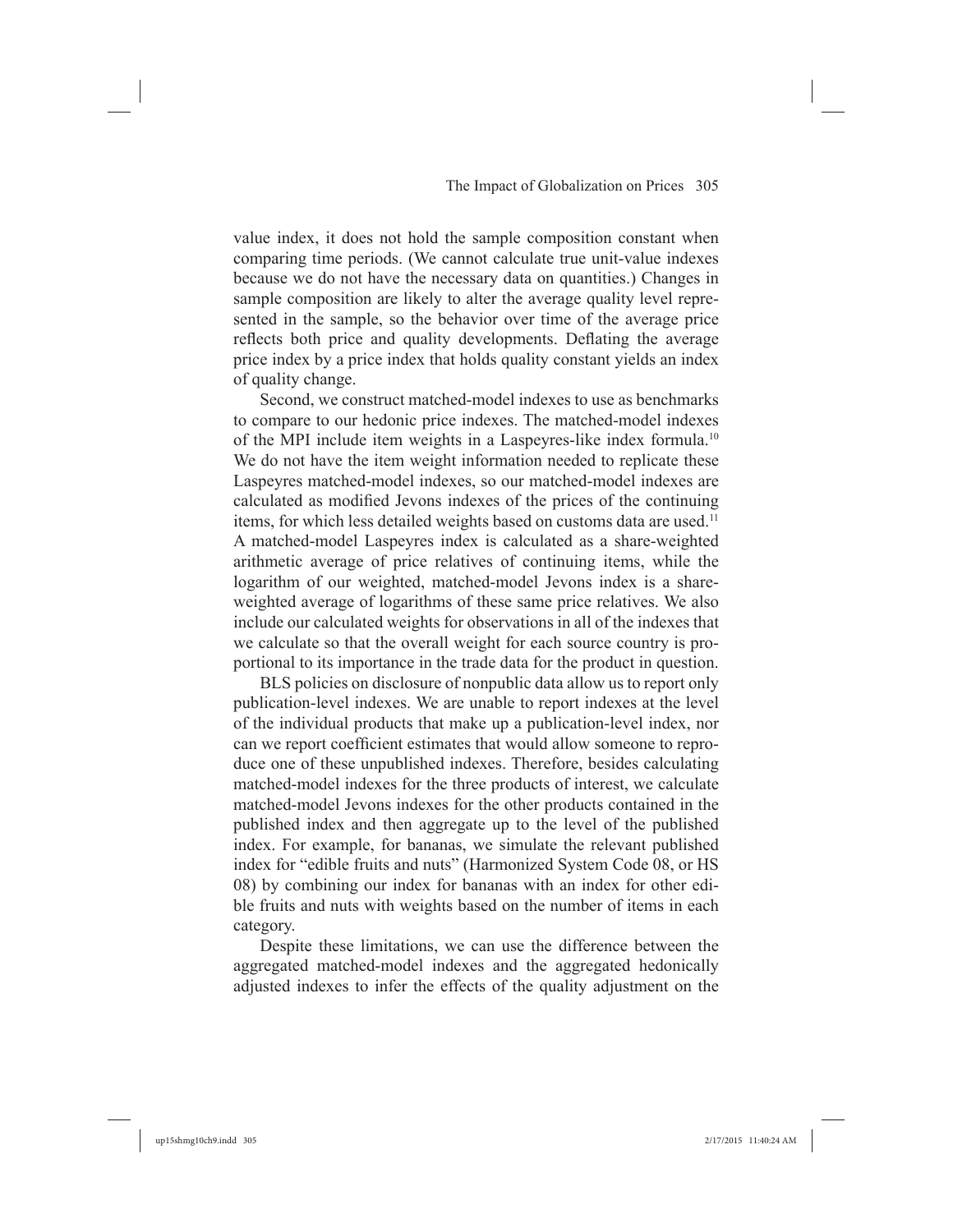value index, it does not hold the sample composition constant when comparing time periods. (We cannot calculate true unit-value indexes because we do not have the necessary data on quantities.) Changes in sample composition are likely to alter the average quality level represented in the sample, so the behavior over time of the average price reflects both price and quality developments. Deflating the average price index by a price index that holds quality constant yields an index of quality change.

Second, we construct matched-model indexes to use as benchmarks to compare to our hedonic price indexes. The matched-model indexes of the MPI include item weights in a Laspeyres-like index formula.[10] We do not have the item weight information needed to replicate these Laspeyres matched-model indexes, so our matched-model indexes are calculated as modified Jevons indexes of the prices of the continuing items, for which less detailed weights based on customs data are used.[11] A matched-model Laspeyres index is calculated as a share-weighted arithmetic average of price relatives of continuing items, while the logarithm of our weighted, matched-model Jevons index is a share-weighted average of logarithms of these same price relatives. We also include our calculated weights for observations in all of the indexes that we calculate so that the overall weight for each source country is proportional to its importance in the trade data for the product in question.

BLS policies on disclosure of nonpublic data allow us to report only publication-level indexes. We are unable to report indexes at the level of the individual products that make up a publication-level index, nor can we report coefficient estimates that would allow someone to reproduce one of these unpublished indexes. Therefore, besides calculating matched-model indexes for the three products of interest, we calculate matched-model Jevons indexes for the other products contained in the published index and then aggregate up to the level of the published index. For example, for bananas, we simulate the relevant published index for "edible fruits and nuts" (Harmonized System Code 08, or HS 08) by combining our index for bananas with an index for other edible fruits and nuts with weights based on the number of items in each category.

Despite these limitations, we can use the difference between the aggregated matched-model indexes and the aggregated hedonically adjusted indexes to infer the effects of the quality adjustment on the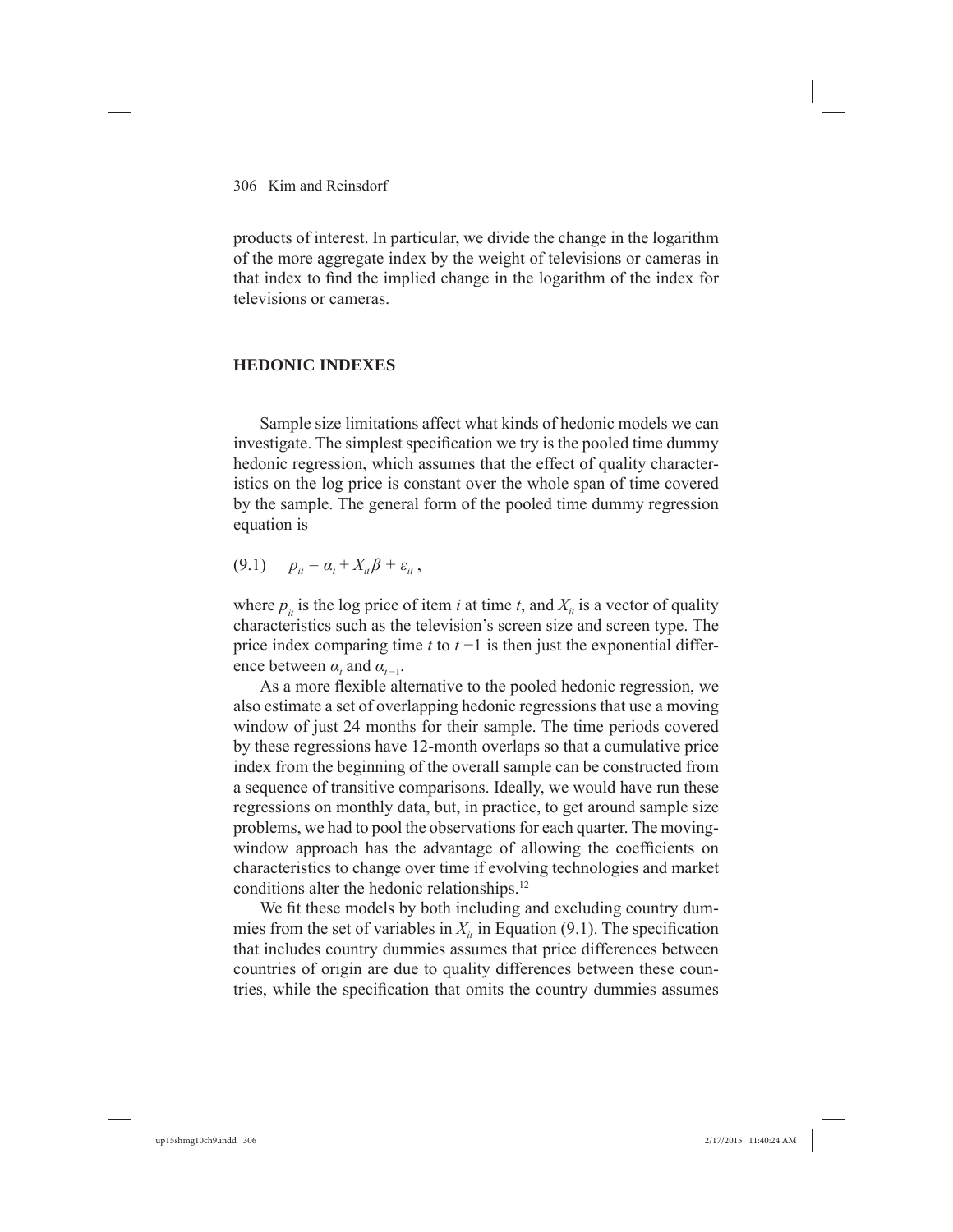products of interest. In particular, we divide the change in the logarithm of the more aggregate index by the weight of televisions or cameras in that index to find the implied change in the logarithm of the index for televisions or cameras.

## HEDONIC INDEXES

Sample size limitations affect what kinds of hedonic models we can investigate. The simplest specification we try is the pooled time dummy hedonic regression, which assumes that the effect of quality characteristics on the log price is constant over the whole span of time covered by the sample. The general form of the pooled time dummy regression equation is

$$(9.1) \quad p_{it} = \alpha_t + X_{it}\beta + \varepsilon_{it} ,$$

where $p_{it}$ is the log price of item $i$ at time $t$, and $X_{it}$ is a vector of quality characteristics such as the television's screen size and screen type. The price index comparing time $t$ to $t-1$ is then just the exponential difference between $\alpha_t$ and $\alpha_{t-1}$.

As a more flexible alternative to the pooled hedonic regression, we also estimate a set of overlapping hedonic regressions that use a moving window of just 24 months for their sample. The time periods covered by these regressions have 12-month overlaps so that a cumulative price index from the beginning of the overall sample can be constructed from a sequence of transitive comparisons. Ideally, we would have run these regressions on monthly data, but, in practice, to get around sample size problems, we had to pool the observations for each quarter. The moving-window approach has the advantage of allowing the coefficients on characteristics to change over time if evolving technologies and market conditions alter the hedonic relationships.[12]

We fit these models by both including and excluding country dummies from the set of variables in $X_{it}$ in Equation (9.1). The specification that includes country dummies assumes that price differences between countries of origin are due to quality differences between these countries, while the specification that omits the country dummies assumes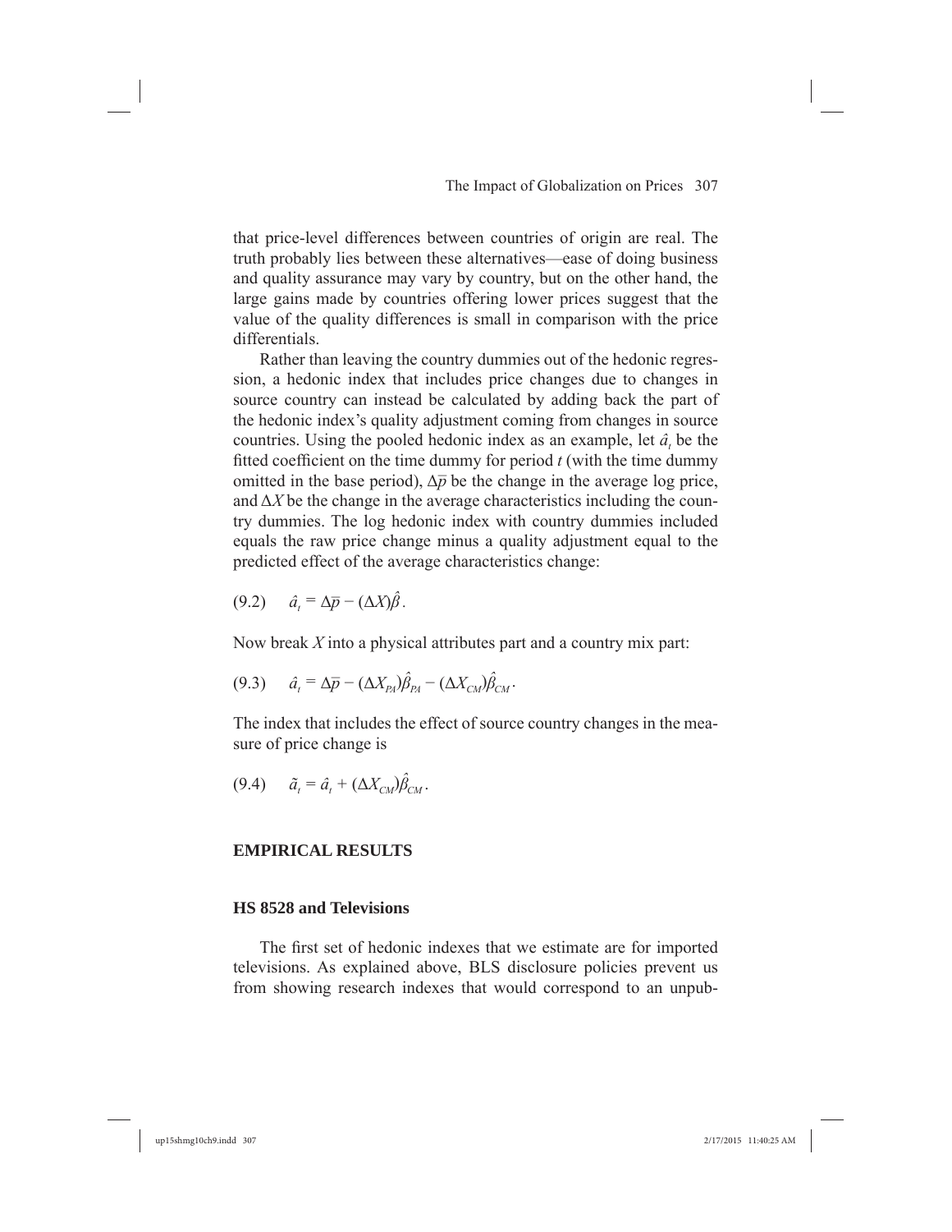that price-level differences between countries of origin are real. The truth probably lies between these alternatives—ease of doing business and quality assurance may vary by country, but on the other hand, the large gains made by countries offering lower prices suggest that the value of the quality differences is small in comparison with the price differentials.

Rather than leaving the country dummies out of the hedonic regression, a hedonic index that includes price changes due to changes in source country can instead be calculated by adding back the part of the hedonic index's quality adjustment coming from changes in source countries. Using the pooled hedonic index as an example, let $\hat{a}_t$ be the fitted coefficient on the time dummy for period $t$ (with the time dummy omitted in the base period), $\Delta\bar{p}$ be the change in the average log price, and $\Delta X$ be the change in the average characteristics including the country dummies. The log hedonic index with country dummies included equals the raw price change minus a quality adjustment equal to the predicted effect of the average characteristics change:

$$(9.2) \quad \hat{a}_t = \Delta\bar{p} - (\Delta X)\hat{\beta}.$$

Now break $X$ into a physical attributes part and a country mix part:

$$(9.3) \quad \hat{a}_t = \Delta\bar{p} - (\Delta X_{PA})\hat{\beta}_{PA} - (\Delta X_{CM})\hat{\beta}_{CM}.$$

The index that includes the effect of source country changes in the measure of price change is

$$(9.4) \quad \tilde{a}_t = \hat{a}_t + (\Delta X_{CM})\hat{\beta}_{CM}.$$

## EMPIRICAL RESULTS

### HS 8528 and Televisions

The first set of hedonic indexes that we estimate are for imported televisions. As explained above, BLS disclosure policies prevent us from showing research indexes that would correspond to an unpub-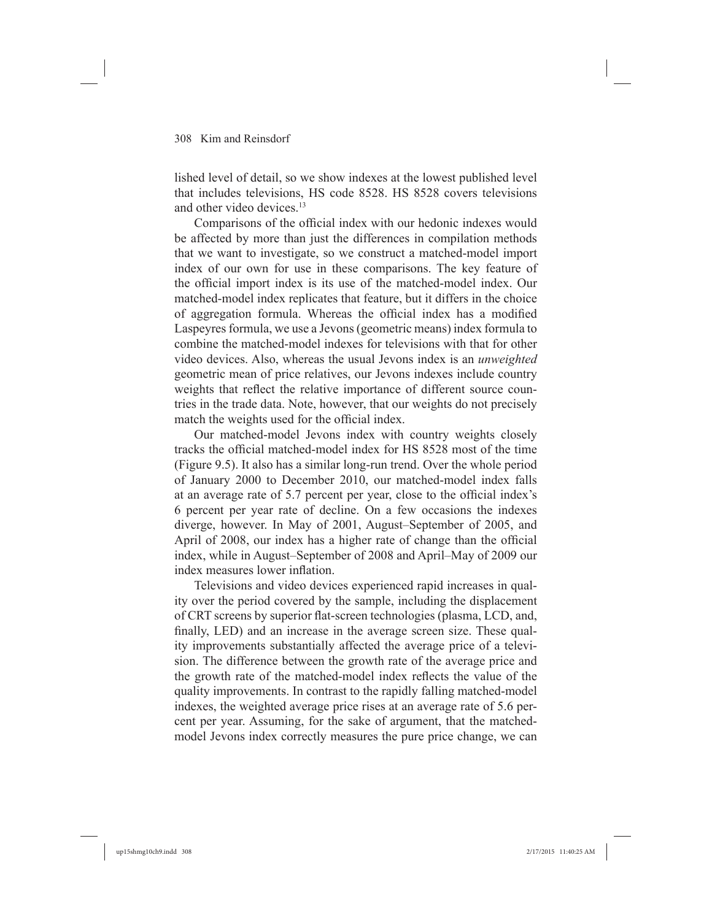lished level of detail, so we show indexes at the lowest published level that includes televisions, HS code 8528. HS 8528 covers televisions and other video devices.[13]

Comparisons of the official index with our hedonic indexes would be affected by more than just the differences in compilation methods that we want to investigate, so we construct a matched-model import index of our own for use in these comparisons. The key feature of the official import index is its use of the matched-model index. Our matched-model index replicates that feature, but it differs in the choice of aggregation formula. Whereas the official index has a modified Laspeyres formula, we use a Jevons (geometric means) index formula to combine the matched-model indexes for televisions with that for other video devices. Also, whereas the usual Jevons index is an *unweighted* geometric mean of price relatives, our Jevons indexes include country weights that reflect the relative importance of different source countries in the trade data. Note, however, that our weights do not precisely match the weights used for the official index.

Our matched-model Jevons index with country weights closely tracks the official matched-model index for HS 8528 most of the time (Figure 9.5). It also has a similar long-run trend. Over the whole period of January 2000 to December 2010, our matched-model index falls at an average rate of 5.7 percent per year, close to the official index's 6 percent per year rate of decline. On a few occasions the indexes diverge, however. In May of 2001, August–September of 2005, and April of 2008, our index has a higher rate of change than the official index, while in August–September of 2008 and April–May of 2009 our index measures lower inflation.

Televisions and video devices experienced rapid increases in quality over the period covered by the sample, including the displacement of CRT screens by superior flat-screen technologies (plasma, LCD, and, finally, LED) and an increase in the average screen size. These quality improvements substantially affected the average price of a television. The difference between the growth rate of the average price and the growth rate of the matched-model index reflects the value of the quality improvements. In contrast to the rapidly falling matched-model indexes, the weighted average price rises at an average rate of 5.6 percent per year. Assuming, for the sake of argument, that the matched-model Jevons index correctly measures the pure price change, we can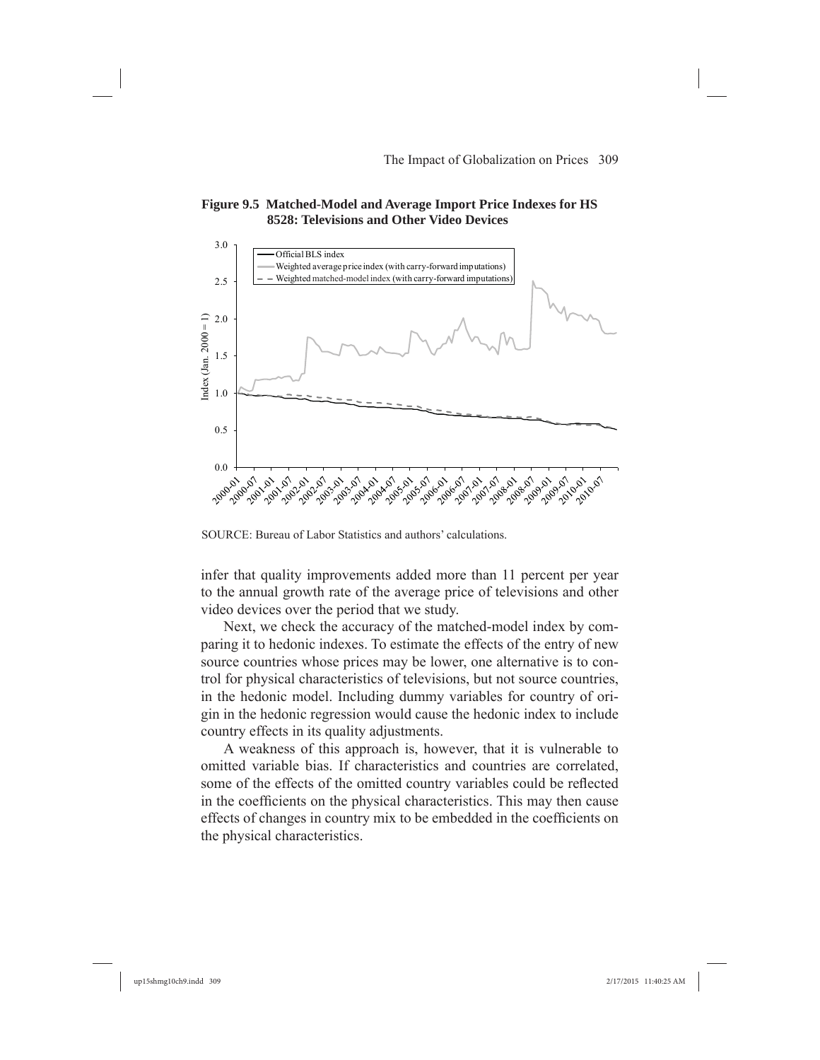**Figure 9.5 Matched-Model and Average Import Price Indexes for HS 8528: Televisions and Other Video Devices**

SOURCE: Bureau of Labor Statistics and authors' calculations.

infer that quality improvements added more than 11 percent per year to the annual growth rate of the average price of televisions and other video devices over the period that we study.

Next, we check the accuracy of the matched-model index by comparing it to hedonic indexes. To estimate the effects of the entry of new source countries whose prices may be lower, one alternative is to control for physical characteristics of televisions, but not source countries, in the hedonic model. Including dummy variables for country of origin in the hedonic regression would cause the hedonic index to include country effects in its quality adjustments.

A weakness of this approach is, however, that it is vulnerable to omitted variable bias. If characteristics and countries are correlated, some of the effects of the omitted country variables could be reflected in the coefficients on the physical characteristics. This may then cause effects of changes in country mix to be embedded in the coefficients on the physical characteristics.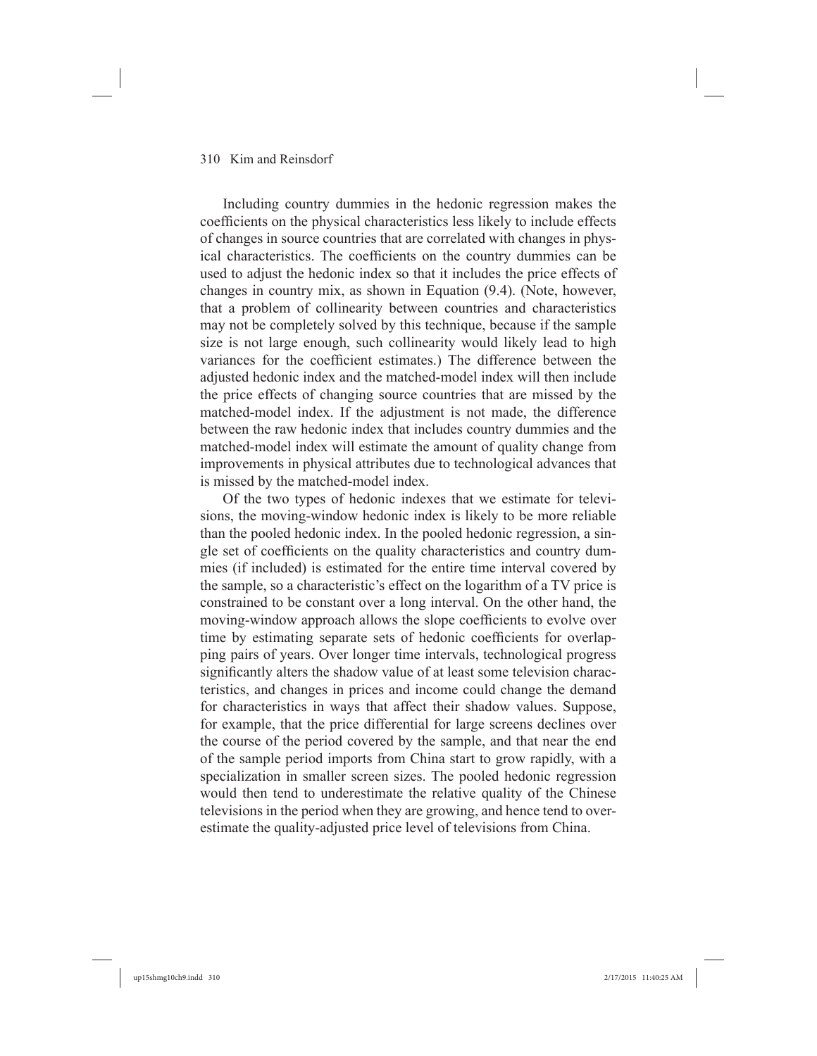Including country dummies in the hedonic regression makes the coefficients on the physical characteristics less likely to include effects of changes in source countries that are correlated with changes in physical characteristics. The coefficients on the country dummies can be used to adjust the hedonic index so that it includes the price effects of changes in country mix, as shown in Equation (9.4). (Note, however, that a problem of collinearity between countries and characteristics may not be completely solved by this technique, because if the sample size is not large enough, such collinearity would likely lead to high variances for the coefficient estimates.) The difference between the adjusted hedonic index and the matched-model index will then include the price effects of changing source countries that are missed by the matched-model index. If the adjustment is not made, the difference between the raw hedonic index that includes country dummies and the matched-model index will estimate the amount of quality change from improvements in physical attributes due to technological advances that is missed by the matched-model index.

Of the two types of hedonic indexes that we estimate for televisions, the moving-window hedonic index is likely to be more reliable than the pooled hedonic index. In the pooled hedonic regression, a single set of coefficients on the quality characteristics and country dummies (if included) is estimated for the entire time interval covered by the sample, so a characteristic's effect on the logarithm of a TV price is constrained to be constant over a long interval. On the other hand, the moving-window approach allows the slope coefficients to evolve over time by estimating separate sets of hedonic coefficients for overlapping pairs of years. Over longer time intervals, technological progress significantly alters the shadow value of at least some television characteristics, and changes in prices and income could change the demand for characteristics in ways that affect their shadow values. Suppose, for example, that the price differential for large screens declines over the course of the period covered by the sample, and that near the end of the sample period imports from China start to grow rapidly, with a specialization in smaller screen sizes. The pooled hedonic regression would then tend to underestimate the relative quality of the Chinese televisions in the period when they are growing, and hence tend to overestimate the quality-adjusted price level of televisions from China.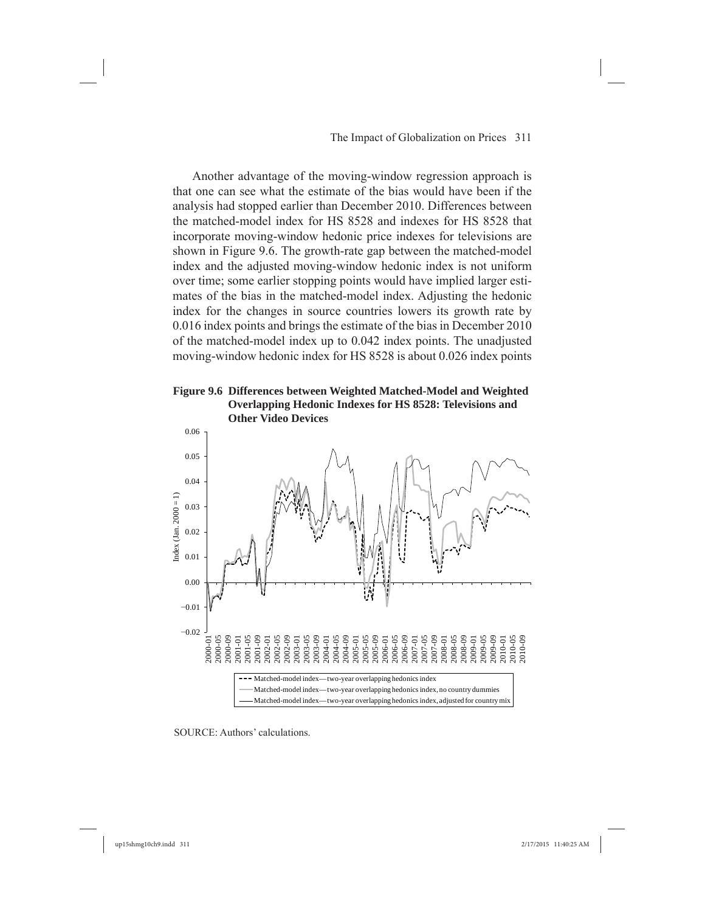Another advantage of the moving-window regression approach is that one can see what the estimate of the bias would have been if the analysis had stopped earlier than December 2010. Differences between the matched-model index for HS 8528 and indexes for HS 8528 that incorporate moving-window hedonic price indexes for televisions are shown in Figure 9.6. The growth-rate gap between the matched-model index and the adjusted moving-window hedonic index is not uniform over time; some earlier stopping points would have implied larger estimates of the bias in the matched-model index. Adjusting the hedonic index for the changes in source countries lowers its growth rate by 0.016 index points and brings the estimate of the bias in December 2010 of the matched-model index up to 0.042 index points. The unadjusted moving-window hedonic index for HS 8528 is about 0.026 index points

**Figure 9.6 Differences between Weighted Matched-Model and Weighted Overlapping Hedonic Indexes for HS 8528: Televisions and Other Video Devices**

SOURCE: Authors' calculations.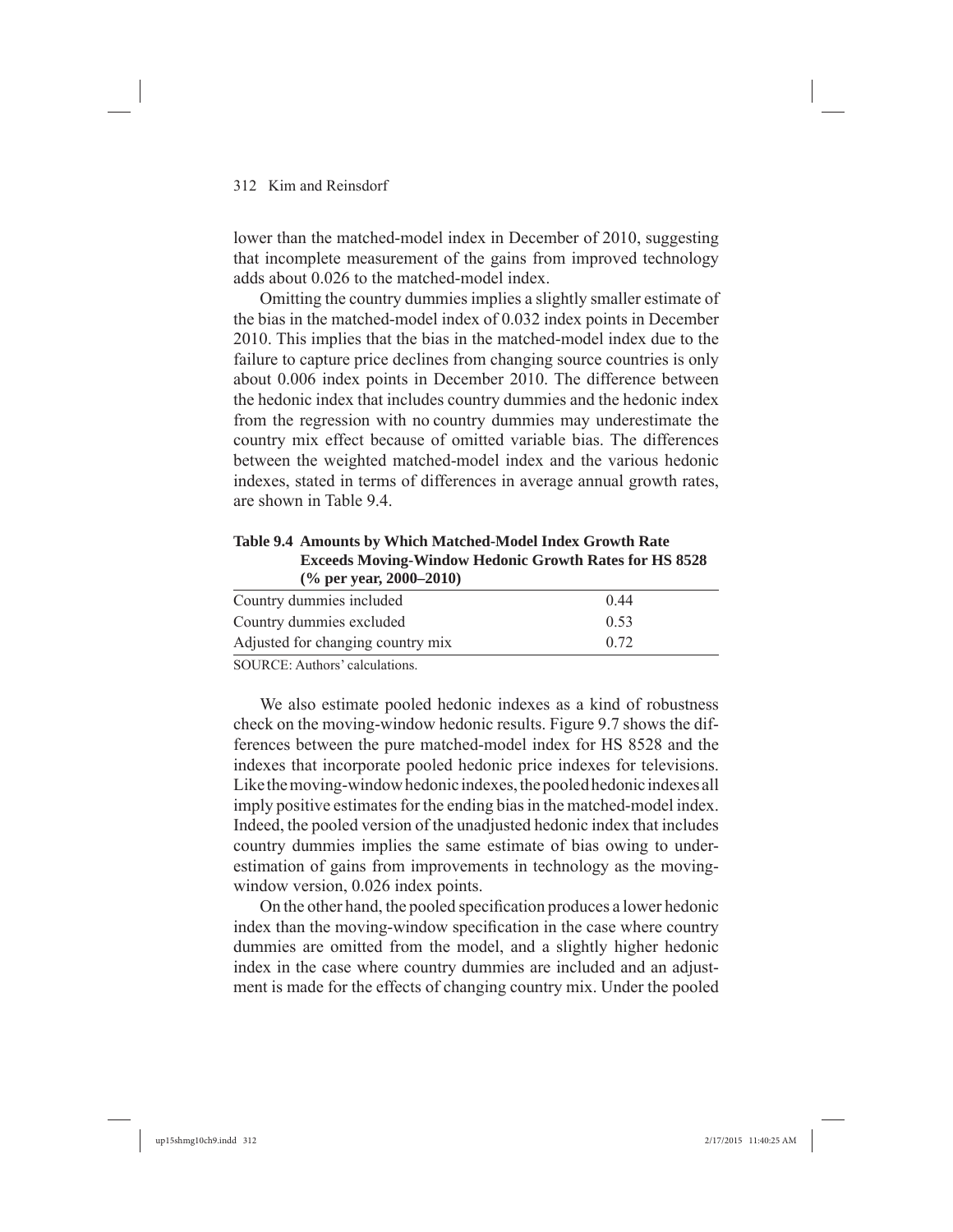lower than the matched-model index in December of 2010, suggesting that incomplete measurement of the gains from improved technology adds about 0.026 to the matched-model index.

Omitting the country dummies implies a slightly smaller estimate of the bias in the matched-model index of 0.032 index points in December 2010. This implies that the bias in the matched-model index due to the failure to capture price declines from changing source countries is only about 0.006 index points in December 2010. The difference between the hedonic index that includes country dummies and the hedonic index from the regression with no country dummies may underestimate the country mix effect because of omitted variable bias. The differences between the weighted matched-model index and the various hedonic indexes, stated in terms of differences in average annual growth rates, are shown in Table 9.4.

**Table 9.4 Amounts by Which Matched-Model Index Growth Rate Exceeds Moving-Window Hedonic Growth Rates for HS 8528 (% per year, 2000–2010)**

| | |
|---|---|
| Country dummies included | 0.44 |
| Country dummies excluded | 0.53 |
| Adjusted for changing country mix | 0.72 |

SOURCE: Authors' calculations.

We also estimate pooled hedonic indexes as a kind of robustness check on the moving-window hedonic results. Figure 9.7 shows the differences between the pure matched-model index for HS 8528 and the indexes that incorporate pooled hedonic price indexes for televisions. Like the moving-window hedonic indexes, the pooled hedonic indexes all imply positive estimates for the ending bias in the matched-model index. Indeed, the pooled version of the unadjusted hedonic index that includes country dummies implies the same estimate of bias owing to underestimation of gains from improvements in technology as the moving-window version, 0.026 index points.

On the other hand, the pooled specification produces a lower hedonic index than the moving-window specification in the case where country dummies are omitted from the model, and a slightly higher hedonic index in the case where country dummies are included and an adjustment is made for the effects of changing country mix. Under the pooled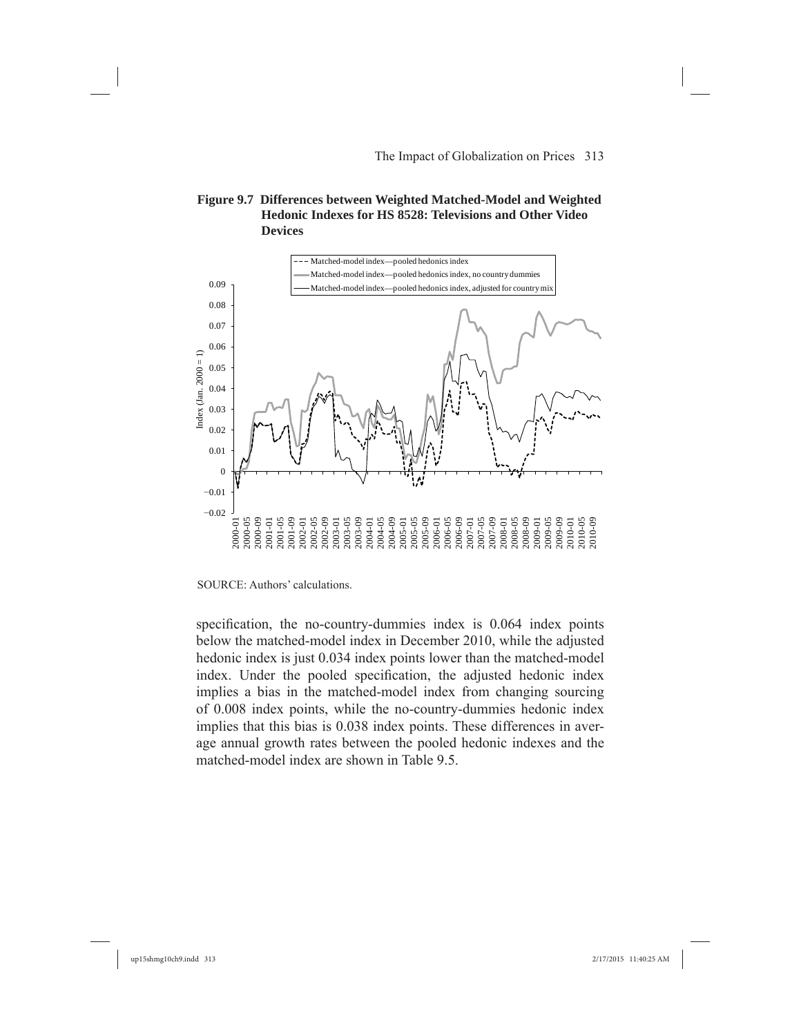**Figure 9.7 Differences between Weighted Matched-Model and Weighted Hedonic Indexes for HS 8528: Televisions and Other Video Devices**

SOURCE: Authors' calculations.

specification, the no-country-dummies index is 0.064 index points below the matched-model index in December 2010, while the adjusted hedonic index is just 0.034 index points lower than the matched-model index. Under the pooled specification, the adjusted hedonic index implies a bias in the matched-model index from changing sourcing of 0.008 index points, while the no-country-dummies hedonic index implies that this bias is 0.038 index points. These differences in average annual growth rates between the pooled hedonic indexes and the matched-model index are shown in Table 9.5.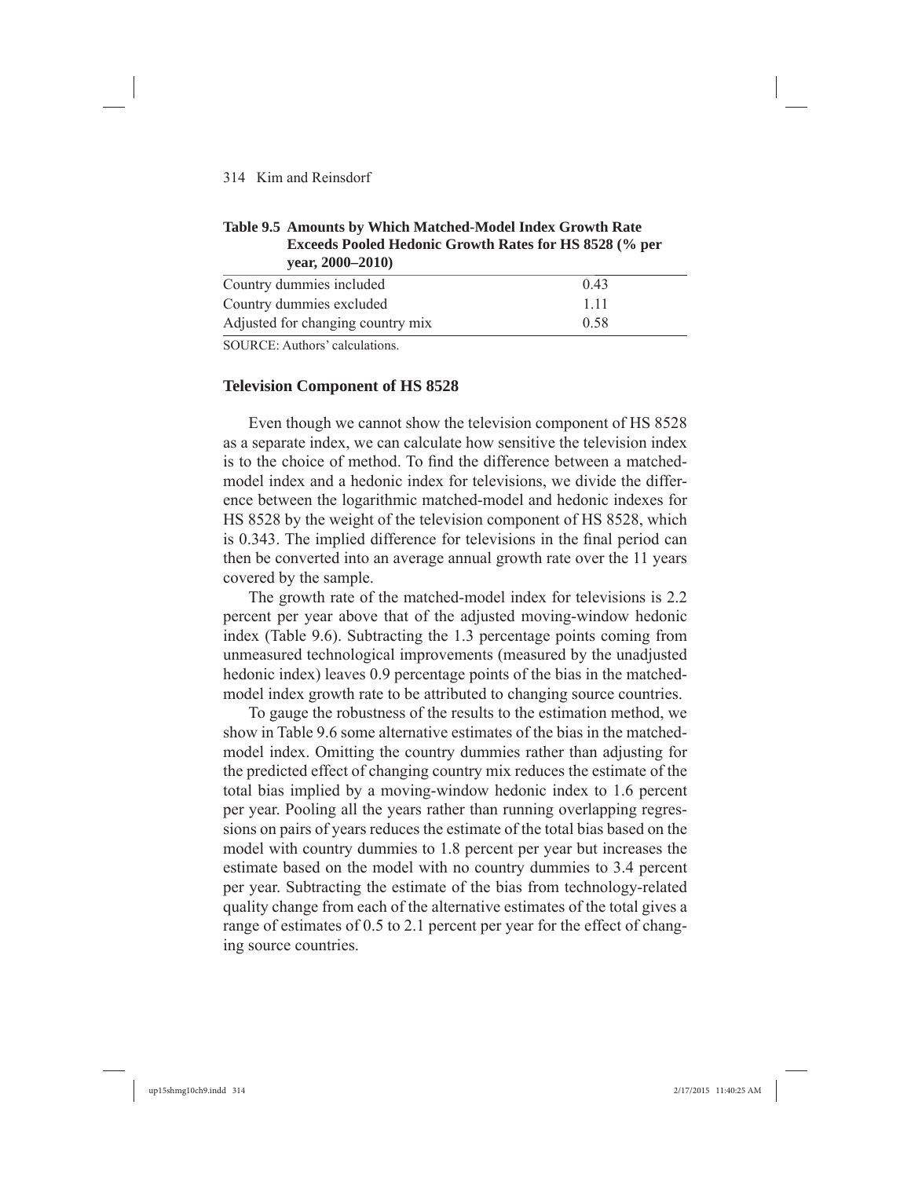**Table 9.5 Amounts by Which Matched-Model Index Growth Rate Exceeds Pooled Hedonic Growth Rates for HS 8528 (% per year, 2000–2010)**

| | |
|---|---|
| Country dummies included | 0.43 |
| Country dummies excluded | 1.11 |
| Adjusted for changing country mix | 0.58 |

SOURCE: Authors' calculations.

### Television Component of HS 8528

Even though we cannot show the television component of HS 8528 as a separate index, we can calculate how sensitive the television index is to the choice of method. To find the difference between a matched-model index and a hedonic index for televisions, we divide the difference between the logarithmic matched-model and hedonic indexes for HS 8528 by the weight of the television component of HS 8528, which is 0.343. The implied difference for televisions in the final period can then be converted into an average annual growth rate over the 11 years covered by the sample.

The growth rate of the matched-model index for televisions is 2.2 percent per year above that of the adjusted moving-window hedonic index (Table 9.6). Subtracting the 1.3 percentage points coming from unmeasured technological improvements (measured by the unadjusted hedonic index) leaves 0.9 percentage points of the bias in the matched-model index growth rate to be attributed to changing source countries.

To gauge the robustness of the results to the estimation method, we show in Table 9.6 some alternative estimates of the bias in the matched-model index. Omitting the country dummies rather than adjusting for the predicted effect of changing country mix reduces the estimate of the total bias implied by a moving-window hedonic index to 1.6 percent per year. Pooling all the years rather than running overlapping regressions on pairs of years reduces the estimate of the total bias based on the model with country dummies to 1.8 percent per year but increases the estimate based on the model with no country dummies to 3.4 percent per year. Subtracting the estimate of the bias from technology-related quality change from each of the alternative estimates of the total gives a range of estimates of 0.5 to 2.1 percent per year for the effect of changing source countries.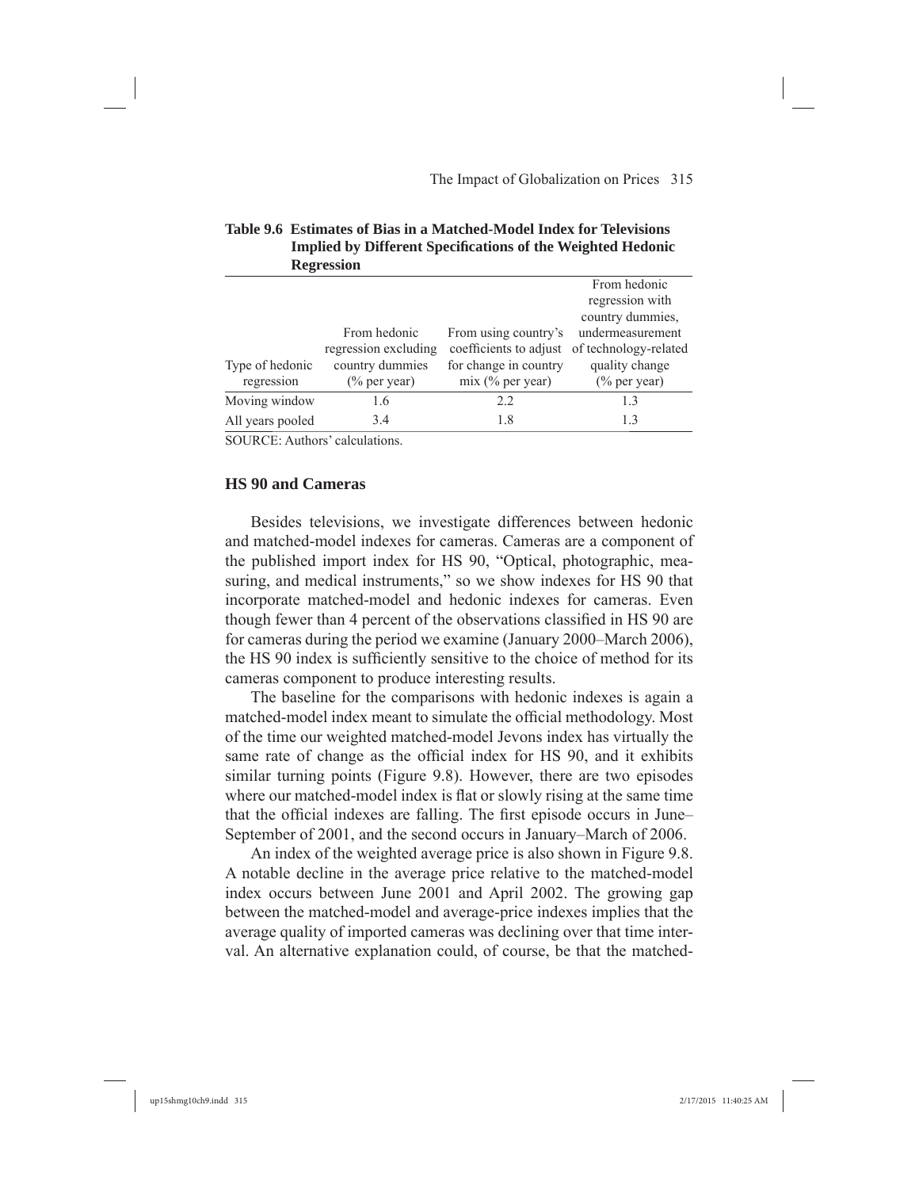**Table 9.6 Estimates of Bias in a Matched-Model Index for Televisions Implied by Different Specifications of the Weighted Hedonic Regression**

| Type of hedonic regression | From hedonic regression excluding country dummies (% per year) | From using country's coefficients to adjust for change in country mix (% per year) | From hedonic regression with country dummies, undermeasurement of technology-related quality change (% per year) |
|---|---|---|---|
| Moving window | 1.6 | 2.2 | 1.3 |
| All years pooled | 3.4 | 1.8 | 1.3 |

SOURCE: Authors' calculations.

### HS 90 and Cameras

Besides televisions, we investigate differences between hedonic and matched-model indexes for cameras. Cameras are a component of the published import index for HS 90, "Optical, photographic, measuring, and medical instruments," so we show indexes for HS 90 that incorporate matched-model and hedonic indexes for cameras. Even though fewer than 4 percent of the observations classified in HS 90 are for cameras during the period we examine (January 2000–March 2006), the HS 90 index is sufficiently sensitive to the choice of method for its cameras component to produce interesting results.

The baseline for the comparisons with hedonic indexes is again a matched-model index meant to simulate the official methodology. Most of the time our weighted matched-model Jevons index has virtually the same rate of change as the official index for HS 90, and it exhibits similar turning points (Figure 9.8). However, there are two episodes where our matched-model index is flat or slowly rising at the same time that the official indexes are falling. The first episode occurs in June–September of 2001, and the second occurs in January–March of 2006.

An index of the weighted average price is also shown in Figure 9.8. A notable decline in the average price relative to the matched-model index occurs between June 2001 and April 2002. The growing gap between the matched-model and average-price indexes implies that the average quality of imported cameras was declining over that time interval. An alternative explanation could, of course, be that the matched-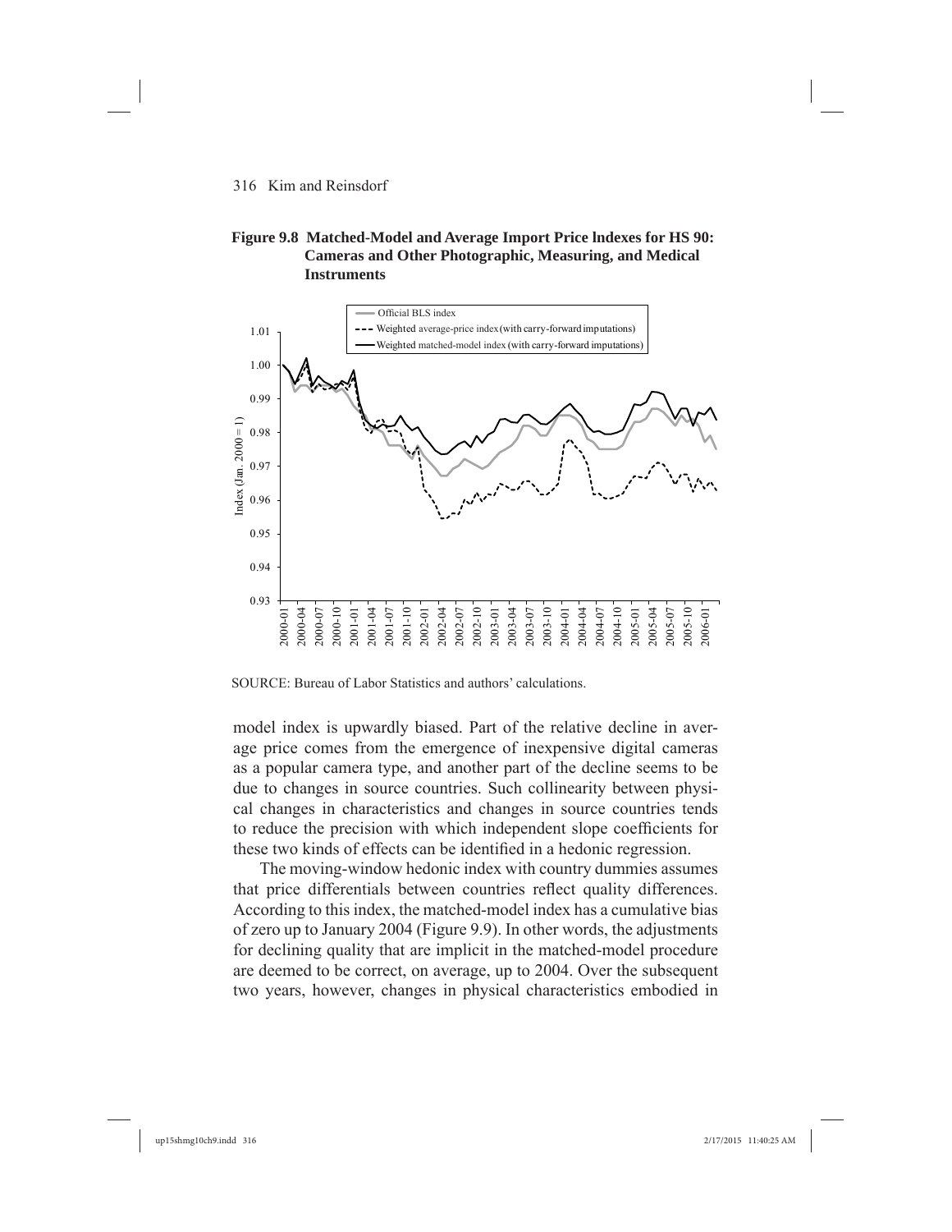**Figure 9.8 Matched-Model and Average Import Price Indexes for HS 90: Cameras and Other Photographic, Measuring, and Medical Instruments**

SOURCE: Bureau of Labor Statistics and authors' calculations.

model index is upwardly biased. Part of the relative decline in average price comes from the emergence of inexpensive digital cameras as a popular camera type, and another part of the decline seems to be due to changes in source countries. Such collinearity between physical changes in characteristics and changes in source countries tends to reduce the precision with which independent slope coefficients for these two kinds of effects can be identified in a hedonic regression.

The moving-window hedonic index with country dummies assumes that price differentials between countries reflect quality differences. According to this index, the matched-model index has a cumulative bias of zero up to January 2004 (Figure 9.9). In other words, the adjustments for declining quality that are implicit in the matched-model procedure are deemed to be correct, on average, up to 2004. Over the subsequent two years, however, changes in physical characteristics embodied in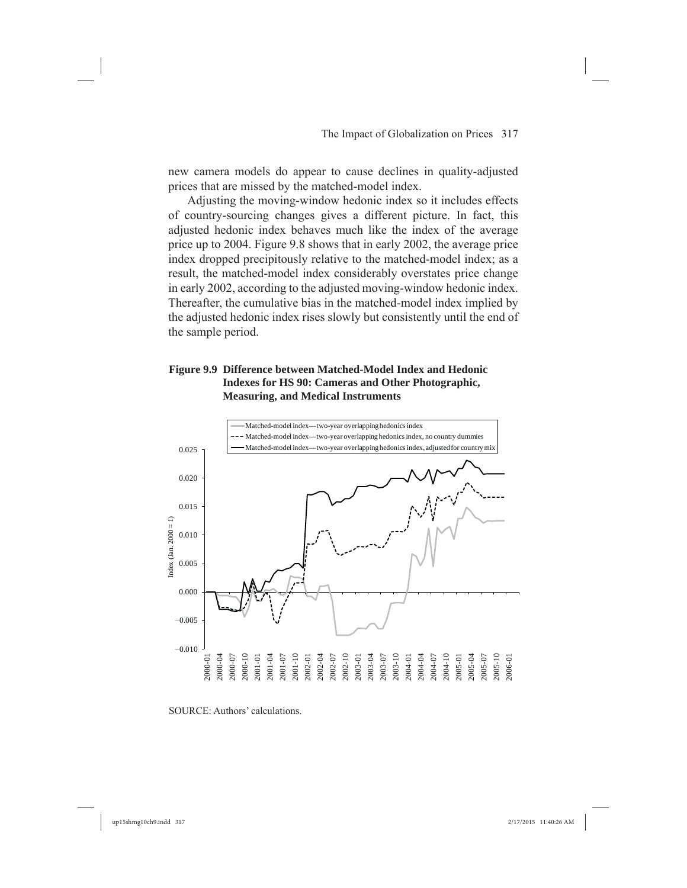new camera models do appear to cause declines in quality-adjusted prices that are missed by the matched-model index.

Adjusting the moving-window hedonic index so it includes effects of country-sourcing changes gives a different picture. In fact, this adjusted hedonic index behaves much like the index of the average price up to 2004. Figure 9.8 shows that in early 2002, the average price index dropped precipitously relative to the matched-model index; as a result, the matched-model index considerably overstates price change in early 2002, according to the adjusted moving-window hedonic index. Thereafter, the cumulative bias in the matched-model index implied by the adjusted hedonic index rises slowly but consistently until the end of the sample period.

**Figure 9.9 Difference between Matched-Model Index and Hedonic Indexes for HS 90: Cameras and Other Photographic, Measuring, and Medical Instruments**

SOURCE: Authors' calculations.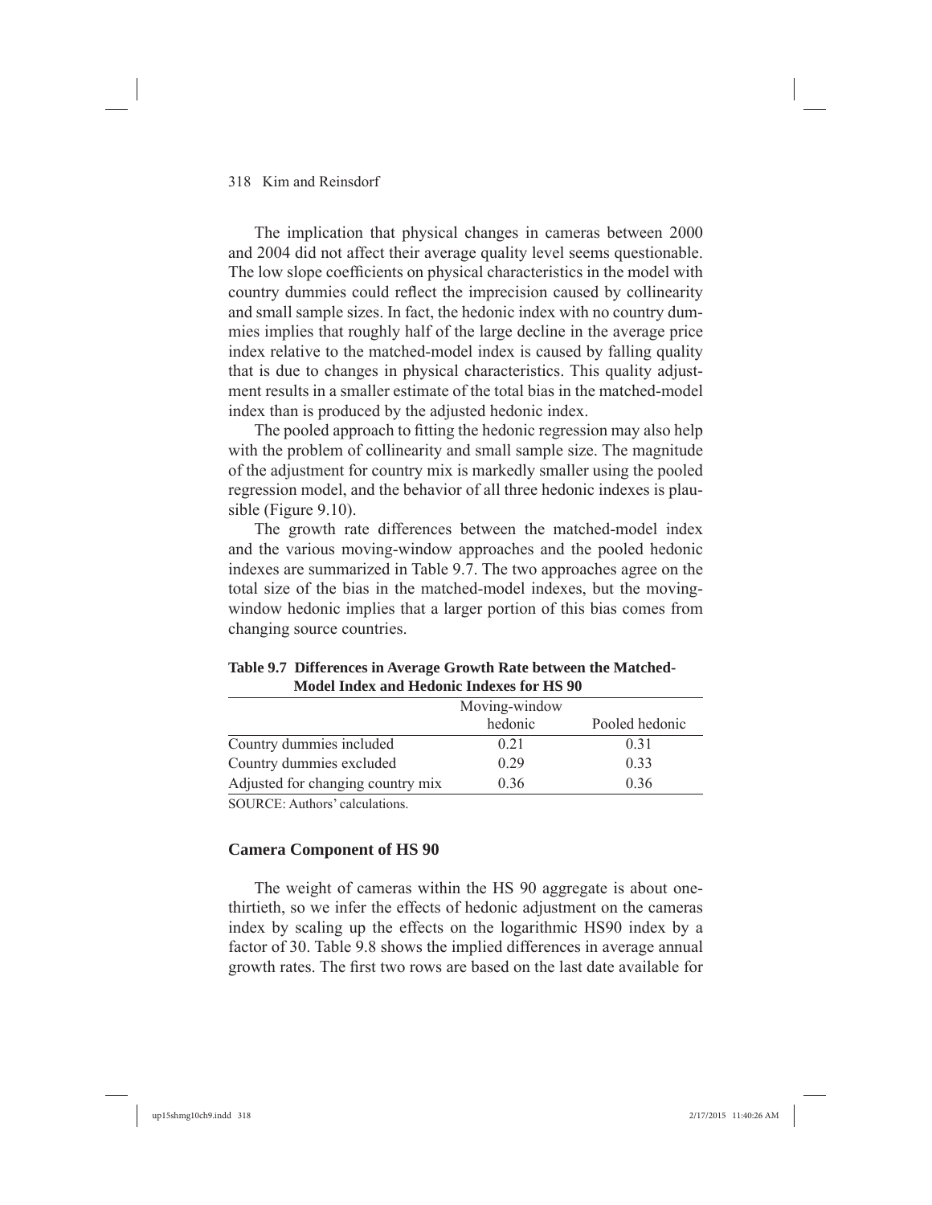The implication that physical changes in cameras between 2000 and 2004 did not affect their average quality level seems questionable. The low slope coefficients on physical characteristics in the model with country dummies could reflect the imprecision caused by collinearity and small sample sizes. In fact, the hedonic index with no country dummies implies that roughly half of the large decline in the average price index relative to the matched-model index is caused by falling quality that is due to changes in physical characteristics. This quality adjustment results in a smaller estimate of the total bias in the matched-model index than is produced by the adjusted hedonic index.

The pooled approach to fitting the hedonic regression may also help with the problem of collinearity and small sample size. The magnitude of the adjustment for country mix is markedly smaller using the pooled regression model, and the behavior of all three hedonic indexes is plausible (Figure 9.10).

The growth rate differences between the matched-model index and the various moving-window approaches and the pooled hedonic indexes are summarized in Table 9.7. The two approaches agree on the total size of the bias in the matched-model indexes, but the moving-window hedonic implies that a larger portion of this bias comes from changing source countries.

**Table 9.7 Differences in Average Growth Rate between the Matched-Model Index and Hedonic Indexes for HS 90**

| | Moving-window hedonic | Pooled hedonic |
|---|---|---|
| Country dummies included | 0.21 | 0.31 |
| Country dummies excluded | 0.29 | 0.33 |
| Adjusted for changing country mix | 0.36 | 0.36 |

SOURCE: Authors' calculations.

### Camera Component of HS 90

The weight of cameras within the HS 90 aggregate is about one-thirtieth, so we infer the effects of hedonic adjustment on the cameras index by scaling up the effects on the logarithmic HS90 index by a factor of 30. Table 9.8 shows the implied differences in average annual growth rates. The first two rows are based on the last date available for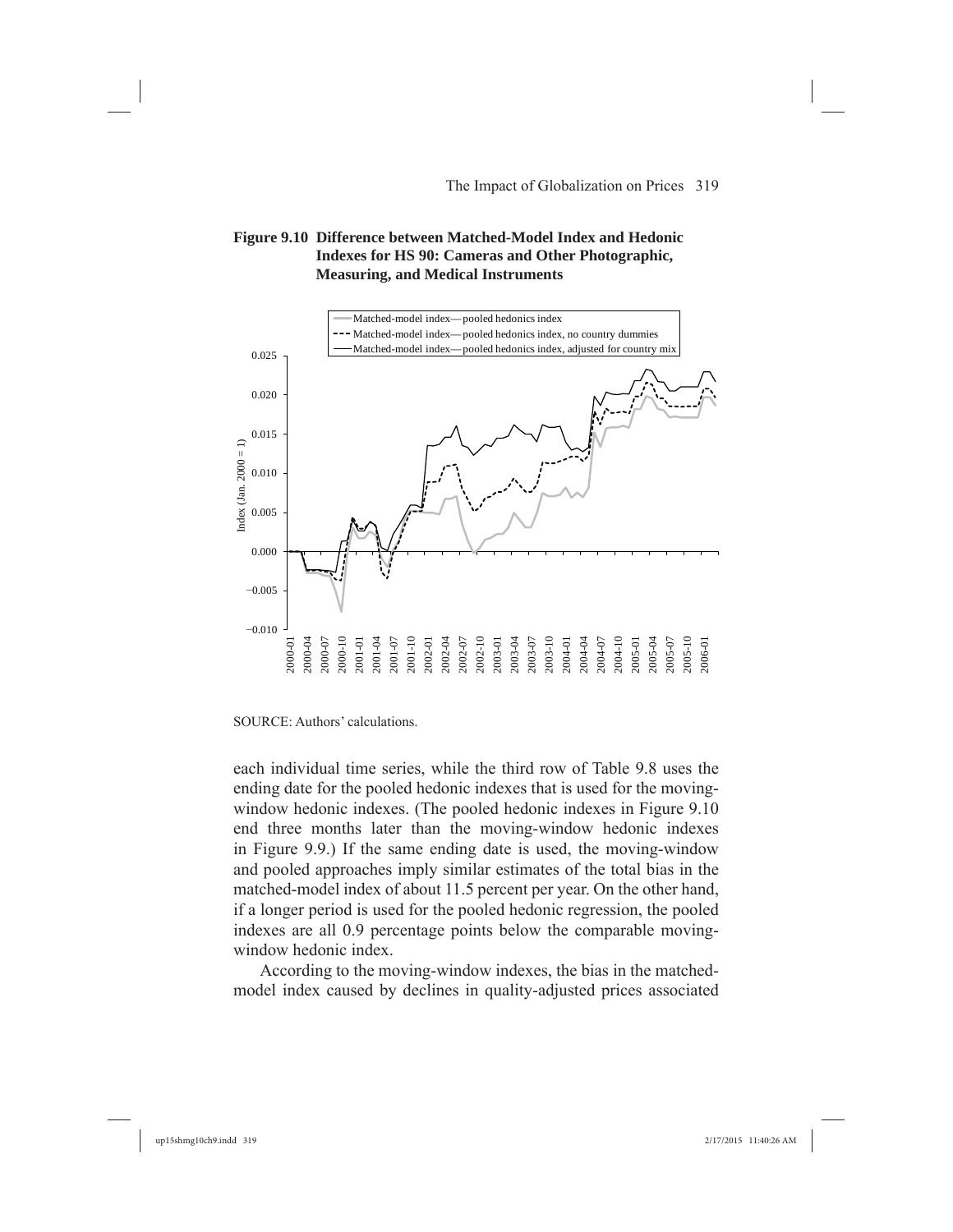**Figure 9.10 Difference between Matched-Model Index and Hedonic Indexes for HS 90: Cameras and Other Photographic, Measuring, and Medical Instruments**

SOURCE: Authors' calculations.

each individual time series, while the third row of Table 9.8 uses the ending date for the pooled hedonic indexes that is used for the moving-window hedonic indexes. (The pooled hedonic indexes in Figure 9.10 end three months later than the moving-window hedonic indexes in Figure 9.9.) If the same ending date is used, the moving-window and pooled approaches imply similar estimates of the total bias in the matched-model index of about 11.5 percent per year. On the other hand, if a longer period is used for the pooled hedonic regression, the pooled indexes are all 0.9 percentage points below the comparable moving-window hedonic index.

According to the moving-window indexes, the bias in the matched-model index caused by declines in quality-adjusted prices associated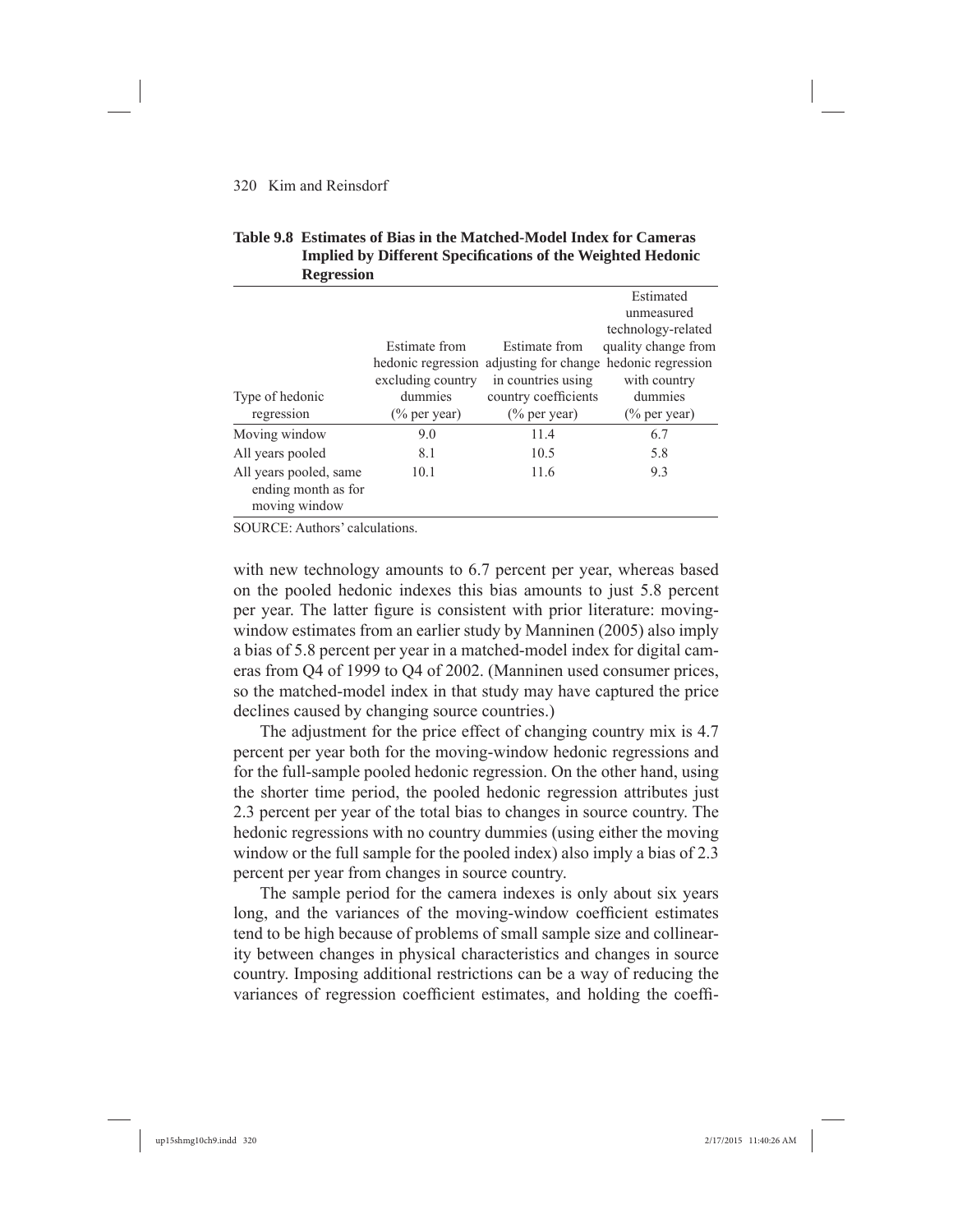**Table 9.8 Estimates of Bias in the Matched-Model Index for Cameras Implied by Different Specifications of the Weighted Hedonic Regression**

| Type of hedonic regression | Estimate from hedonic regression excluding country dummies (% per year) | Estimate from adjusting for change in countries using country coefficients (% per year) | Estimated unmeasured technology-related quality change from hedonic regression with country dummies (% per year) |
|---|---|---|---|
| Moving window | 9.0 | 11.4 | 6.7 |
| All years pooled | 8.1 | 10.5 | 5.8 |
| All years pooled, same ending month as for moving window | 10.1 | 11.6 | 9.3 |

SOURCE: Authors' calculations.

with new technology amounts to 6.7 percent per year, whereas based on the pooled hedonic indexes this bias amounts to just 5.8 percent per year. The latter figure is consistent with prior literature: moving-window estimates from an earlier study by Manninen (2005) also imply a bias of 5.8 percent per year in a matched-model index for digital cameras from Q4 of 1999 to Q4 of 2002. (Manninen used consumer prices, so the matched-model index in that study may have captured the price declines caused by changing source countries.)

The adjustment for the price effect of changing country mix is 4.7 percent per year both for the moving-window hedonic regressions and for the full-sample pooled hedonic regression. On the other hand, using the shorter time period, the pooled hedonic regression attributes just 2.3 percent per year of the total bias to changes in source country. The hedonic regressions with no country dummies (using either the moving window or the full sample for the pooled index) also imply a bias of 2.3 percent per year from changes in source country.

The sample period for the camera indexes is only about six years long, and the variances of the moving-window coefficient estimates tend to be high because of problems of small sample size and collinearity between changes in physical characteristics and changes in source country. Imposing additional restrictions can be a way of reducing the variances of regression coefficient estimates, and holding the coeffi-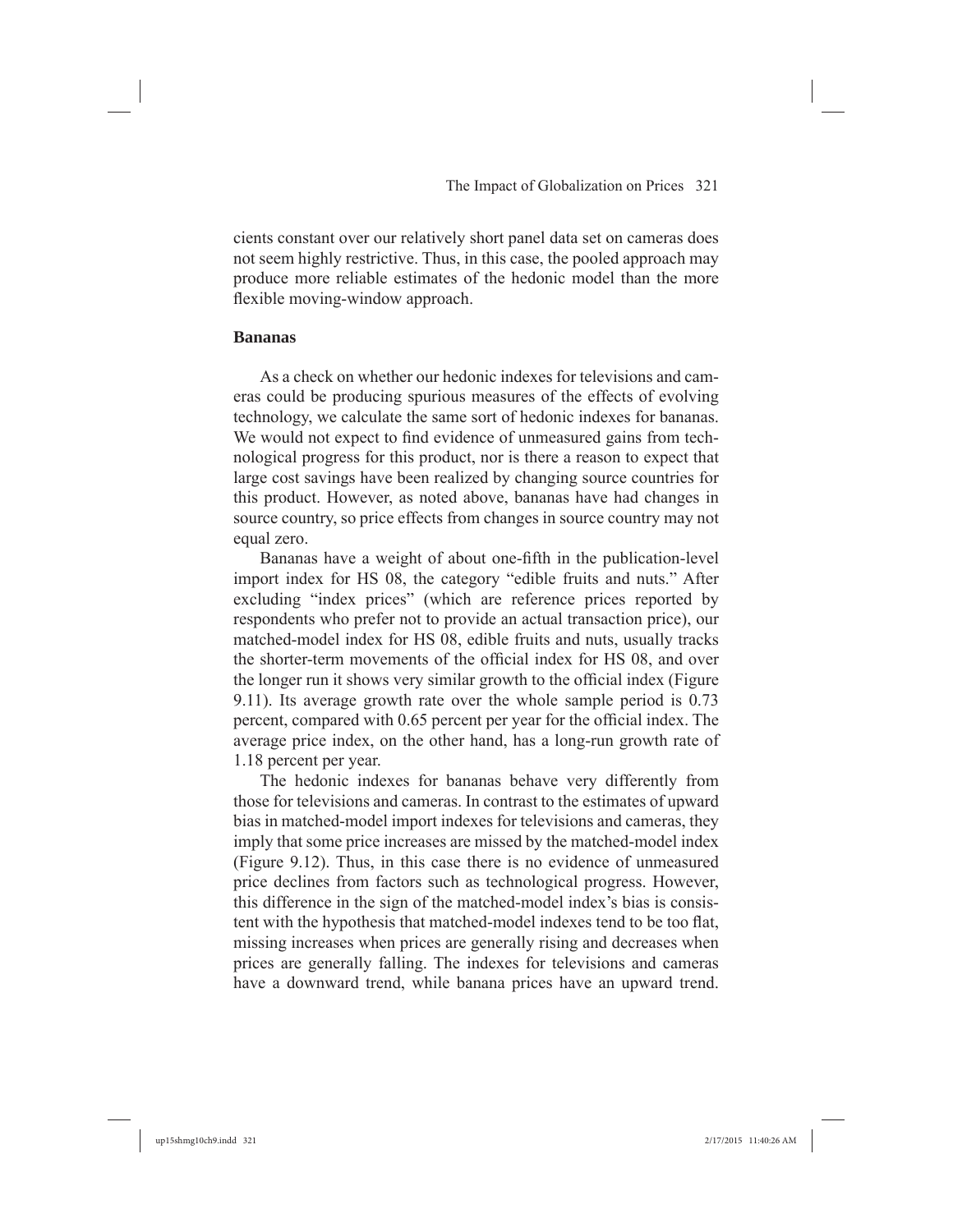cients constant over our relatively short panel data set on cameras does not seem highly restrictive. Thus, in this case, the pooled approach may produce more reliable estimates of the hedonic model than the more flexible moving-window approach.

### Bananas

As a check on whether our hedonic indexes for televisions and cameras could be producing spurious measures of the effects of evolving technology, we calculate the same sort of hedonic indexes for bananas. We would not expect to find evidence of unmeasured gains from technological progress for this product, nor is there a reason to expect that large cost savings have been realized by changing source countries for this product. However, as noted above, bananas have had changes in source country, so price effects from changes in source country may not equal zero.

Bananas have a weight of about one-fifth in the publication-level import index for HS 08, the category "edible fruits and nuts." After excluding "index prices" (which are reference prices reported by respondents who prefer not to provide an actual transaction price), our matched-model index for HS 08, edible fruits and nuts, usually tracks the shorter-term movements of the official index for HS 08, and over the longer run it shows very similar growth to the official index (Figure 9.11). Its average growth rate over the whole sample period is 0.73 percent, compared with 0.65 percent per year for the official index. The average price index, on the other hand, has a long-run growth rate of 1.18 percent per year.

The hedonic indexes for bananas behave very differently from those for televisions and cameras. In contrast to the estimates of upward bias in matched-model import indexes for televisions and cameras, they imply that some price increases are missed by the matched-model index (Figure 9.12). Thus, in this case there is no evidence of unmeasured price declines from factors such as technological progress. However, this difference in the sign of the matched-model index's bias is consistent with the hypothesis that matched-model indexes tend to be too flat, missing increases when prices are generally rising and decreases when prices are generally falling. The indexes for televisions and cameras have a downward trend, while banana prices have an upward trend.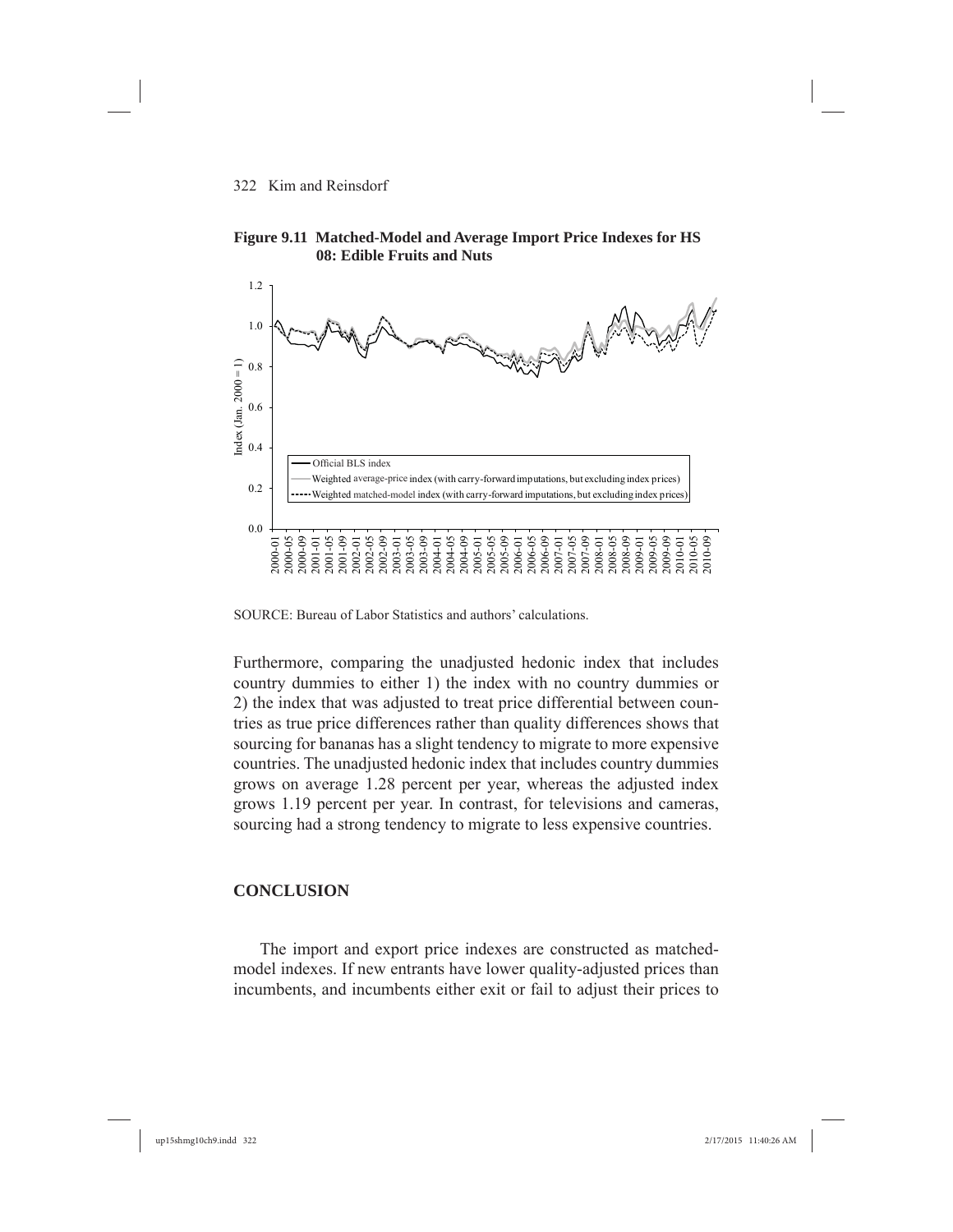**Figure 9.11 Matched-Model and Average Import Price Indexes for HS 08: Edible Fruits and Nuts**

SOURCE: Bureau of Labor Statistics and authors' calculations.

Furthermore, comparing the unadjusted hedonic index that includes country dummies to either 1) the index with no country dummies or 2) the index that was adjusted to treat price differential between countries as true price differences rather than quality differences shows that sourcing for bananas has a slight tendency to migrate to more expensive countries. The unadjusted hedonic index that includes country dummies grows on average 1.28 percent per year, whereas the adjusted index grows 1.19 percent per year. In contrast, for televisions and cameras, sourcing had a strong tendency to migrate to less expensive countries.

## CONCLUSION

The import and export price indexes are constructed as matched-model indexes. If new entrants have lower quality-adjusted prices than incumbents, and incumbents either exit or fail to adjust their prices to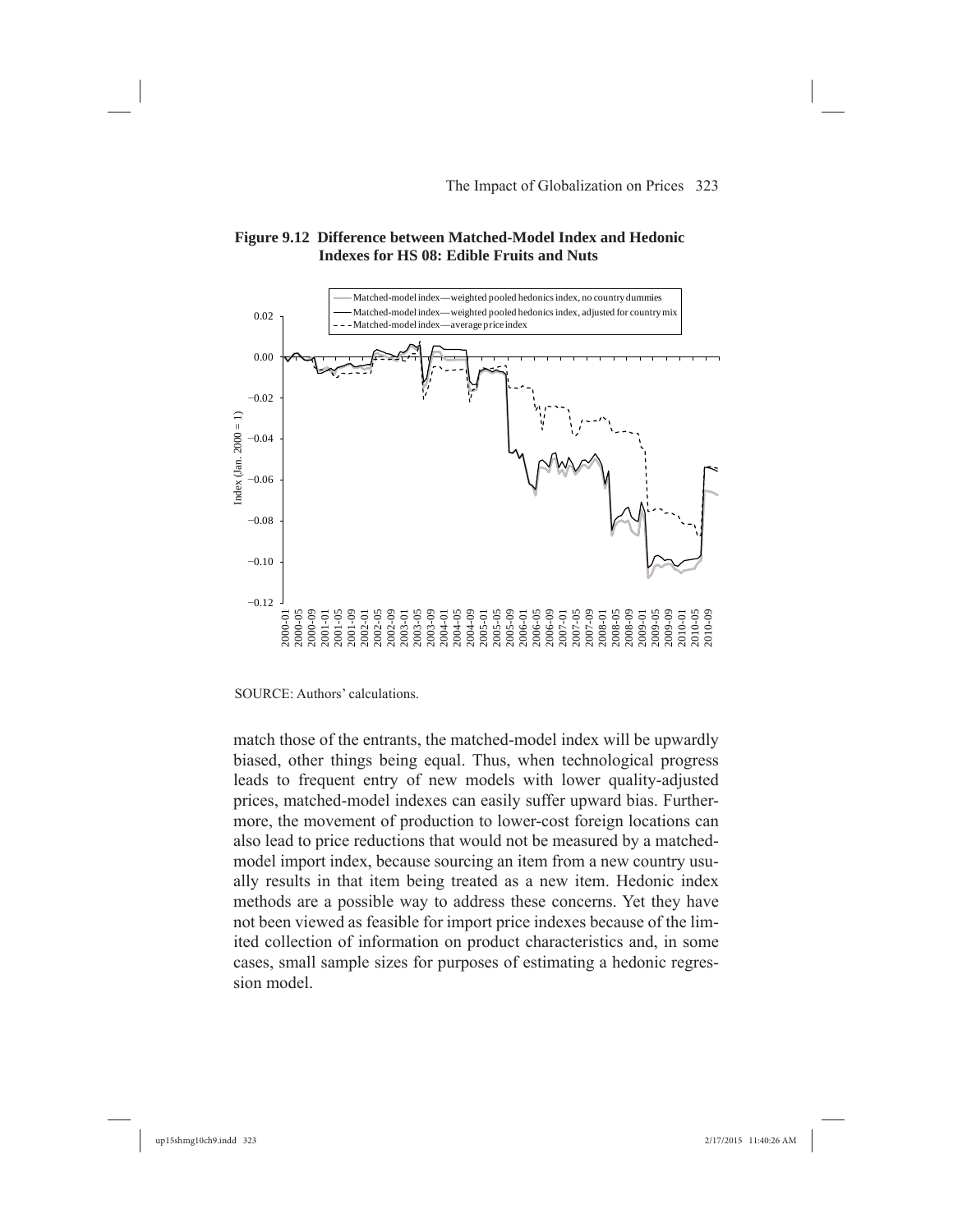**Figure 9.12 Difference between Matched-Model Index and Hedonic Indexes for HS 08: Edible Fruits and Nuts**

SOURCE: Authors' calculations.

match those of the entrants, the matched-model index will be upwardly biased, other things being equal. Thus, when technological progress leads to frequent entry of new models with lower quality-adjusted prices, matched-model indexes can easily suffer upward bias. Furthermore, the movement of production to lower-cost foreign locations can also lead to price reductions that would not be measured by a matched-model import index, because sourcing an item from a new country usually results in that item being treated as a new item. Hedonic index methods are a possible way to address these concerns. Yet they have not been viewed as feasible for import price indexes because of the limited collection of information on product characteristics and, in some cases, small sample sizes for purposes of estimating a hedonic regression model.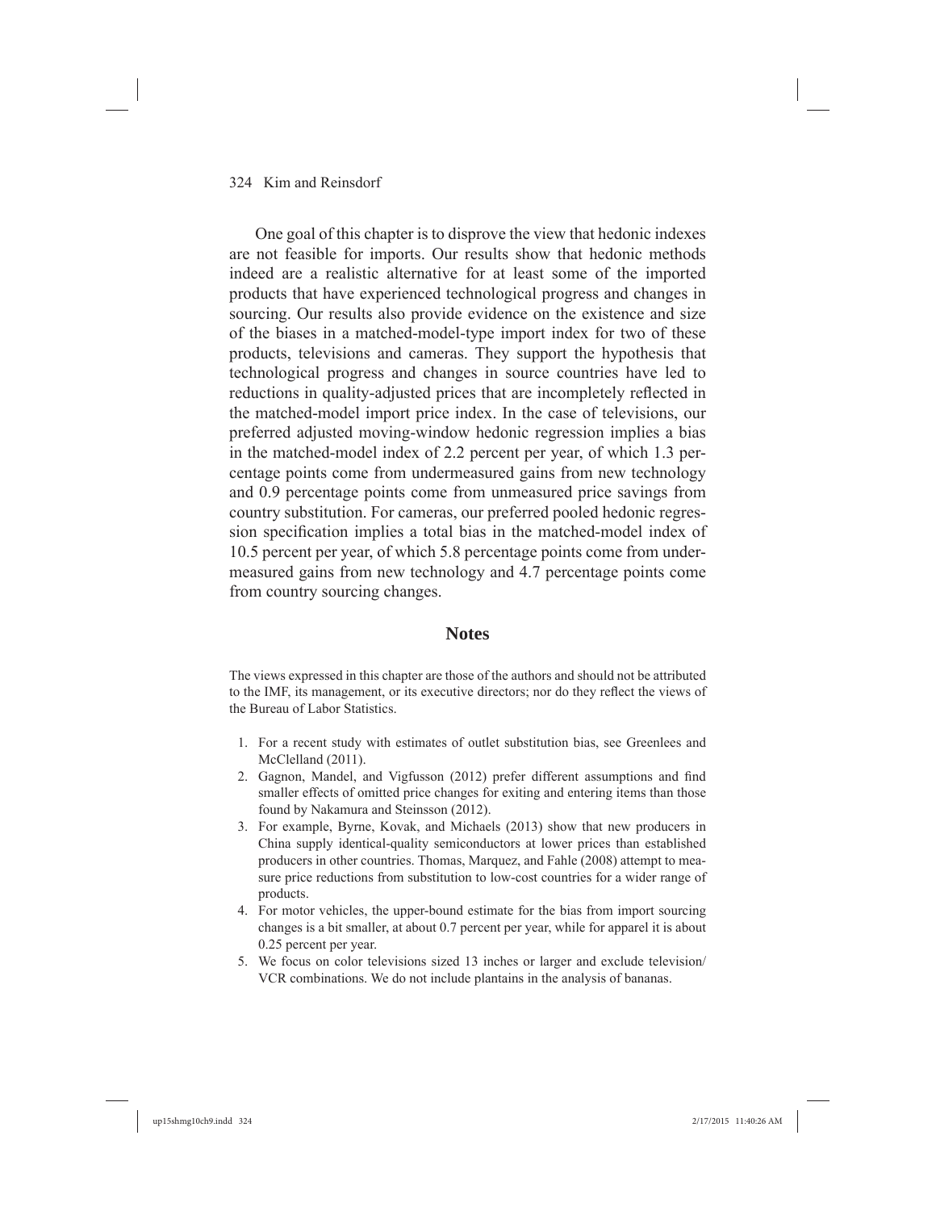One goal of this chapter is to disprove the view that hedonic indexes are not feasible for imports. Our results show that hedonic methods indeed are a realistic alternative for at least some of the imported products that have experienced technological progress and changes in sourcing. Our results also provide evidence on the existence and size of the biases in a matched-model-type import index for two of these products, televisions and cameras. They support the hypothesis that technological progress and changes in source countries have led to reductions in quality-adjusted prices that are incompletely reflected in the matched-model import price index. In the case of televisions, our preferred adjusted moving-window hedonic regression implies a bias in the matched-model index of 2.2 percent per year, of which 1.3 percentage points come from undermeasured gains from new technology and 0.9 percentage points come from unmeasured price savings from country substitution. For cameras, our preferred pooled hedonic regression specification implies a total bias in the matched-model index of 10.5 percent per year, of which 5.8 percentage points come from undermeasured gains from new technology and 4.7 percentage points come from country sourcing changes.

## Notes

The views expressed in this chapter are those of the authors and should not be attributed to the IMF, its management, or its executive directors; nor do they reflect the views of the Bureau of Labor Statistics.

1. For a recent study with estimates of outlet substitution bias, see Greenlees and McClelland (2011).
2. Gagnon, Mandel, and Vigfusson (2012) prefer different assumptions and find smaller effects of omitted price changes for exiting and entering items than those found by Nakamura and Steinsson (2012).
3. For example, Byrne, Kovak, and Michaels (2013) show that new producers in China supply identical-quality semiconductors at lower prices than established producers in other countries. Thomas, Marquez, and Fahle (2008) attempt to measure price reductions from substitution to low-cost countries for a wider range of products.
4. For motor vehicles, the upper-bound estimate for the bias from import sourcing changes is a bit smaller, at about 0.7 percent per year, while for apparel it is about 0.25 percent per year.
5. We focus on color televisions sized 13 inches or larger and exclude television/VCR combinations. We do not include plantains in the analysis of bananas.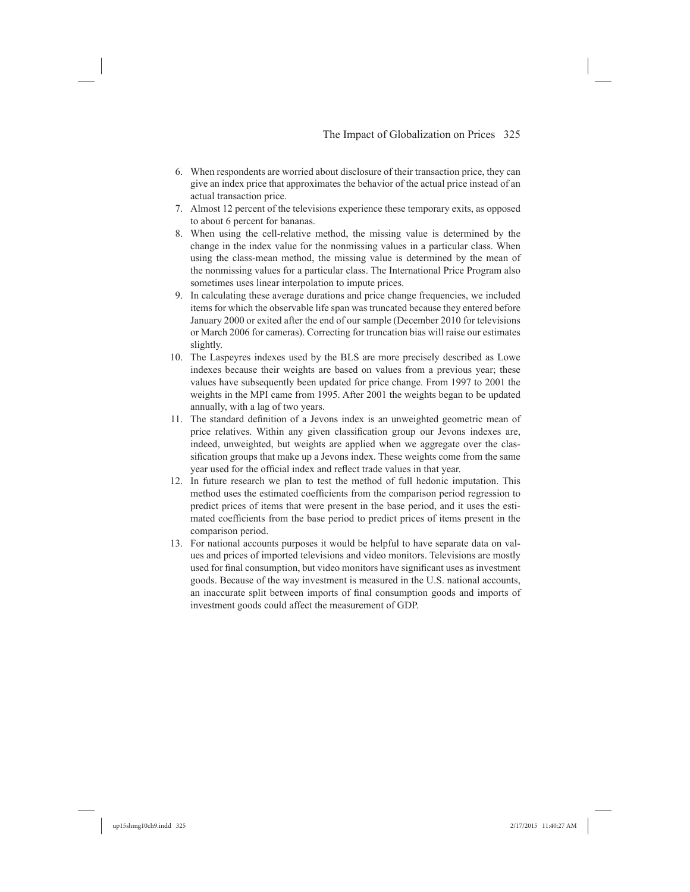6. When respondents are worried about disclosure of their transaction price, they can give an index price that approximates the behavior of the actual price instead of an actual transaction price.
7. Almost 12 percent of the televisions experience these temporary exits, as opposed to about 6 percent for bananas.
8. When using the cell-relative method, the missing value is determined by the change in the index value for the nonmissing values in a particular class. When using the class-mean method, the missing value is determined by the mean of the nonmissing values for a particular class. The International Price Program also sometimes uses linear interpolation to impute prices.
9. In calculating these average durations and price change frequencies, we included items for which the observable life span was truncated because they entered before January 2000 or exited after the end of our sample (December 2010 for televisions or March 2006 for cameras). Correcting for truncation bias will raise our estimates slightly.
10. The Laspeyres indexes used by the BLS are more precisely described as Lowe indexes because their weights are based on values from a previous year; these values have subsequently been updated for price change. From 1997 to 2001 the weights in the MPI came from 1995. After 2001 the weights began to be updated annually, with a lag of two years.
11. The standard definition of a Jevons index is an unweighted geometric mean of price relatives. Within any given classification group our Jevons indexes are, indeed, unweighted, but weights are applied when we aggregate over the classification groups that make up a Jevons index. These weights come from the same year used for the official index and reflect trade values in that year.
12. In future research we plan to test the method of full hedonic imputation. This method uses the estimated coefficients from the comparison period regression to predict prices of items that were present in the base period, and it uses the estimated coefficients from the base period to predict prices of items present in the comparison period.
13. For national accounts purposes it would be helpful to have separate data on values and prices of imported televisions and video monitors. Televisions are mostly used for final consumption, but video monitors have significant uses as investment goods. Because of the way investment is measured in the U.S. national accounts, an inaccurate split between imports of final consumption goods and imports of investment goods could affect the measurement of GDP.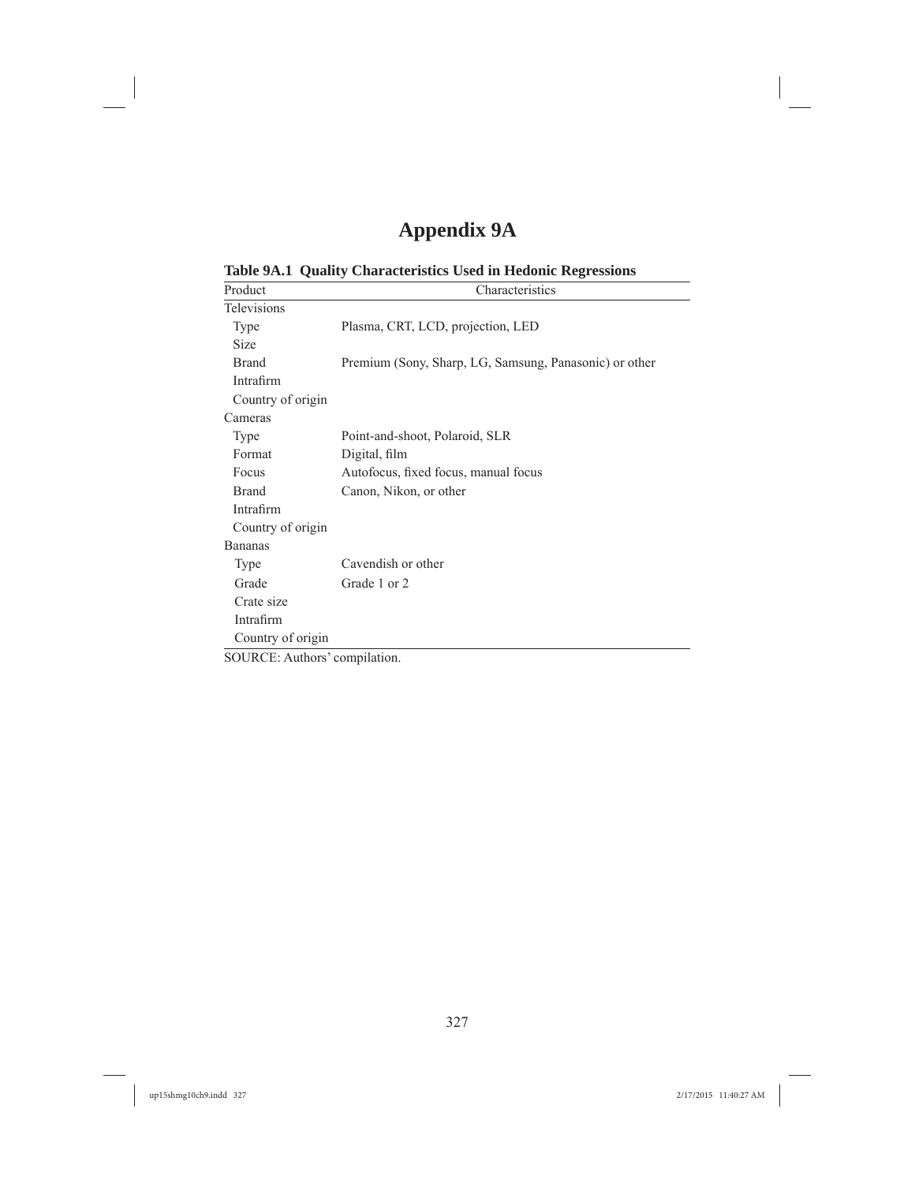# Appendix 9A

**Table 9A.1 Quality Characteristics Used in Hedonic Regressions**

| Product | Characteristics |
|---|---|
| Televisions | |
| Type | Plasma, CRT, LCD, projection, LED |
| Size | |
| Brand | Premium (Sony, Sharp, LG, Samsung, Panasonic) or other |
| Intrafirm | |
| Country of origin | |
| Cameras | |
| Type | Point-and-shoot, Polaroid, SLR |
| Format | Digital, film |
| Focus | Autofocus, fixed focus, manual focus |
| Brand | Canon, Nikon, or other |
| Intrafirm | |
| Country of origin | |
| Bananas | |
| Type | Cavendish or other |
| Grade | Grade 1 or 2 |
| Crate size | |
| Intrafirm | |
| Country of origin | |

SOURCE: Authors' compilation.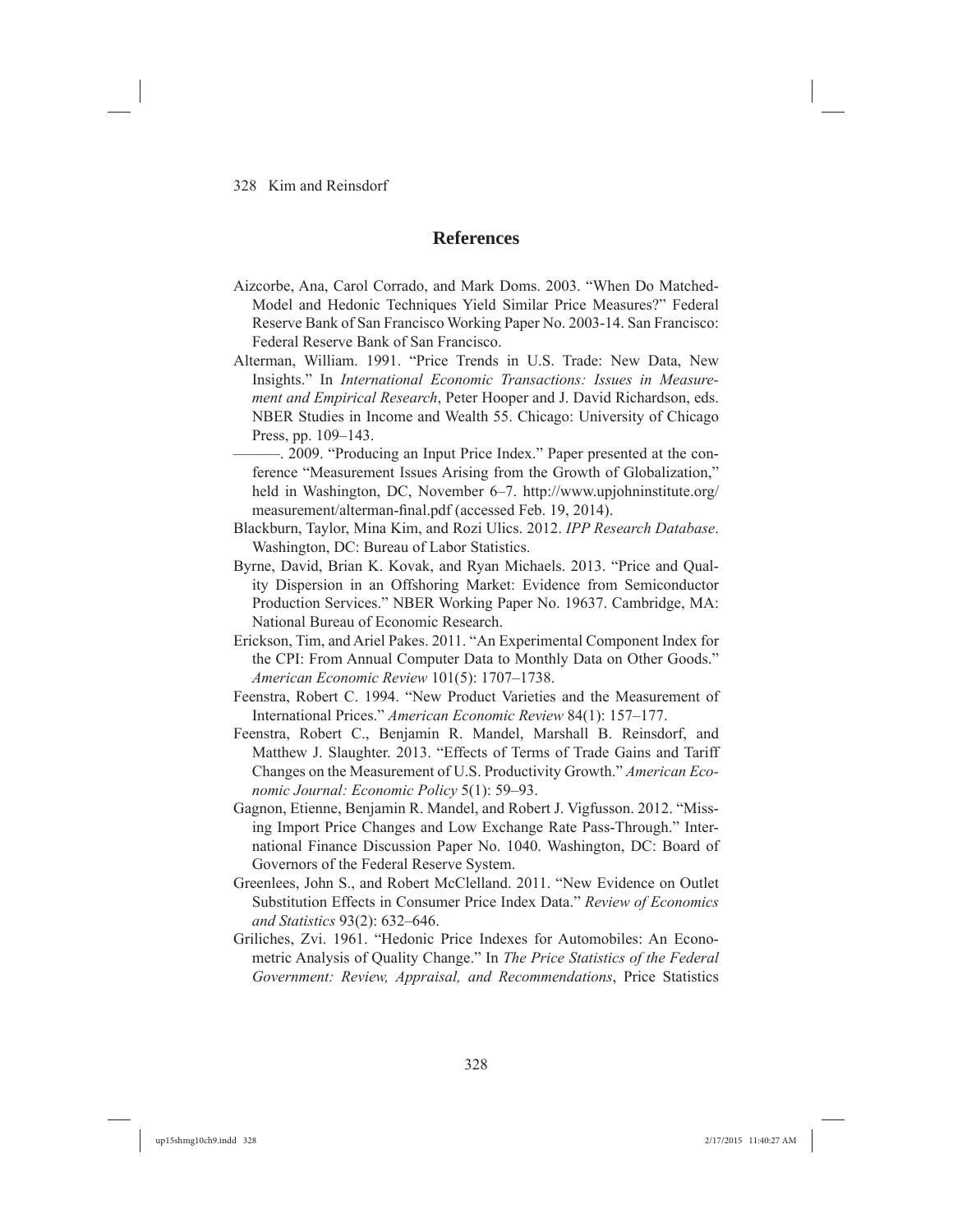## References

Aizcorbe, Ana, Carol Corrado, and Mark Doms. 2003. "When Do Matched-Model and Hedonic Techniques Yield Similar Price Measures?" Federal Reserve Bank of San Francisco Working Paper No. 2003-14. San Francisco: Federal Reserve Bank of San Francisco.

Alterman, William. 1991. "Price Trends in U.S. Trade: New Data, New Insights." In *International Economic Transactions: Issues in Measurement and Empirical Research*, Peter Hooper and J. David Richardson, eds. NBER Studies in Income and Wealth 55. Chicago: University of Chicago Press, pp. 109–143.

———. 2009. "Producing an Input Price Index." Paper presented at the conference "Measurement Issues Arising from the Growth of Globalization," held in Washington, DC, November 6–7. http://www.upjohninstitute.org/measurement/alterman-final.pdf (accessed Feb. 19, 2014).

Blackburn, Taylor, Mina Kim, and Rozi Ulics. 2012. *IPP Research Database*. Washington, DC: Bureau of Labor Statistics.

Byrne, David, Brian K. Kovak, and Ryan Michaels. 2013. "Price and Quality Dispersion in an Offshoring Market: Evidence from Semiconductor Production Services." NBER Working Paper No. 19637. Cambridge, MA: National Bureau of Economic Research.

Erickson, Tim, and Ariel Pakes. 2011. "An Experimental Component Index for the CPI: From Annual Computer Data to Monthly Data on Other Goods." *American Economic Review* 101(5): 1707–1738.

Feenstra, Robert C. 1994. "New Product Varieties and the Measurement of International Prices." *American Economic Review* 84(1): 157–177.

Feenstra, Robert C., Benjamin R. Mandel, Marshall B. Reinsdorf, and Matthew J. Slaughter. 2013. "Effects of Terms of Trade Gains and Tariff Changes on the Measurement of U.S. Productivity Growth." *American Economic Journal: Economic Policy* 5(1): 59–93.

Gagnon, Etienne, Benjamin R. Mandel, and Robert J. Vigfusson. 2012. "Missing Import Price Changes and Low Exchange Rate Pass-Through." International Finance Discussion Paper No. 1040. Washington, DC: Board of Governors of the Federal Reserve System.

Greenlees, John S., and Robert McClelland. 2011. "New Evidence on Outlet Substitution Effects in Consumer Price Index Data." *Review of Economics and Statistics* 93(2): 632–646.

Griliches, Zvi. 1961. "Hedonic Price Indexes for Automobiles: An Econometric Analysis of Quality Change." In *The Price Statistics of the Federal Government: Review, Appraisal, and Recommendations*, Price Statistics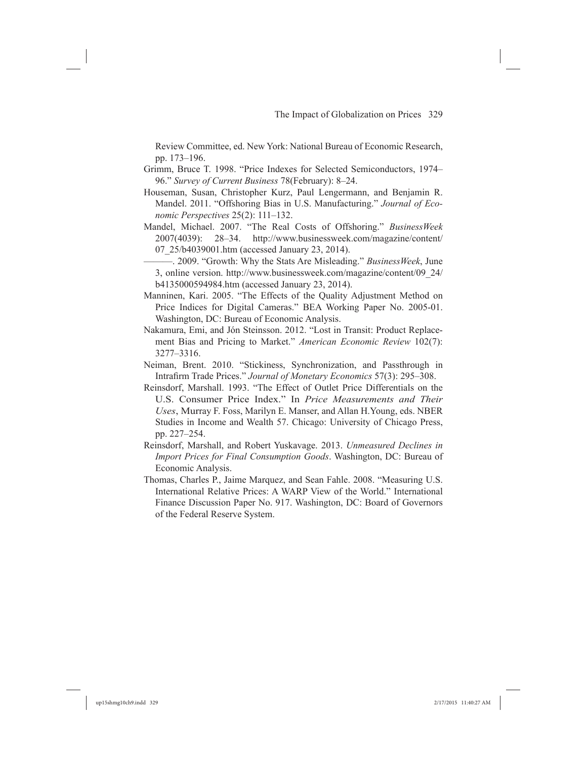Review Committee, ed. New York: National Bureau of Economic Research, pp. 173–196.

Grimm, Bruce T. 1998. "Price Indexes for Selected Semiconductors, 1974–96." *Survey of Current Business* 78(February): 8–24.

Houseman, Susan, Christopher Kurz, Paul Lengermann, and Benjamin R. Mandel. 2011. "Offshoring Bias in U.S. Manufacturing." *Journal of Economic Perspectives* 25(2): 111–132.

Mandel, Michael. 2007. "The Real Costs of Offshoring." *BusinessWeek* 2007(4039): 28–34. http://www.businessweek.com/magazine/content/07_25/b4039001.htm (accessed January 23, 2014).

———. 2009. "Growth: Why the Stats Are Misleading." *BusinessWeek*, June 3, online version. http://www.businessweek.com/magazine/content/09_24/b4135000594984.htm (accessed January 23, 2014).

Manninen, Kari. 2005. "The Effects of the Quality Adjustment Method on Price Indices for Digital Cameras." BEA Working Paper No. 2005-01. Washington, DC: Bureau of Economic Analysis.

Nakamura, Emi, and Jón Steinsson. 2012. "Lost in Transit: Product Replacement Bias and Pricing to Market." *American Economic Review* 102(7): 3277–3316.

Neiman, Brent. 2010. "Stickiness, Synchronization, and Passthrough in Intrafirm Trade Prices." *Journal of Monetary Economics* 57(3): 295–308.

Reinsdorf, Marshall. 1993. "The Effect of Outlet Price Differentials on the U.S. Consumer Price Index." In *Price Measurements and Their Uses*, Murray F. Foss, Marilyn E. Manser, and Allan H. Young, eds. NBER Studies in Income and Wealth 57. Chicago: University of Chicago Press, pp. 227–254.

Reinsdorf, Marshall, and Robert Yuskavage. 2013. *Unmeasured Declines in Import Prices for Final Consumption Goods*. Washington, DC: Bureau of Economic Analysis.

Thomas, Charles P., Jaime Marquez, and Sean Fahle. 2008. "Measuring U.S. International Relative Prices: A WARP View of the World." International Finance Discussion Paper No. 917. Washington, DC: Board of Governors of the Federal Reserve System.